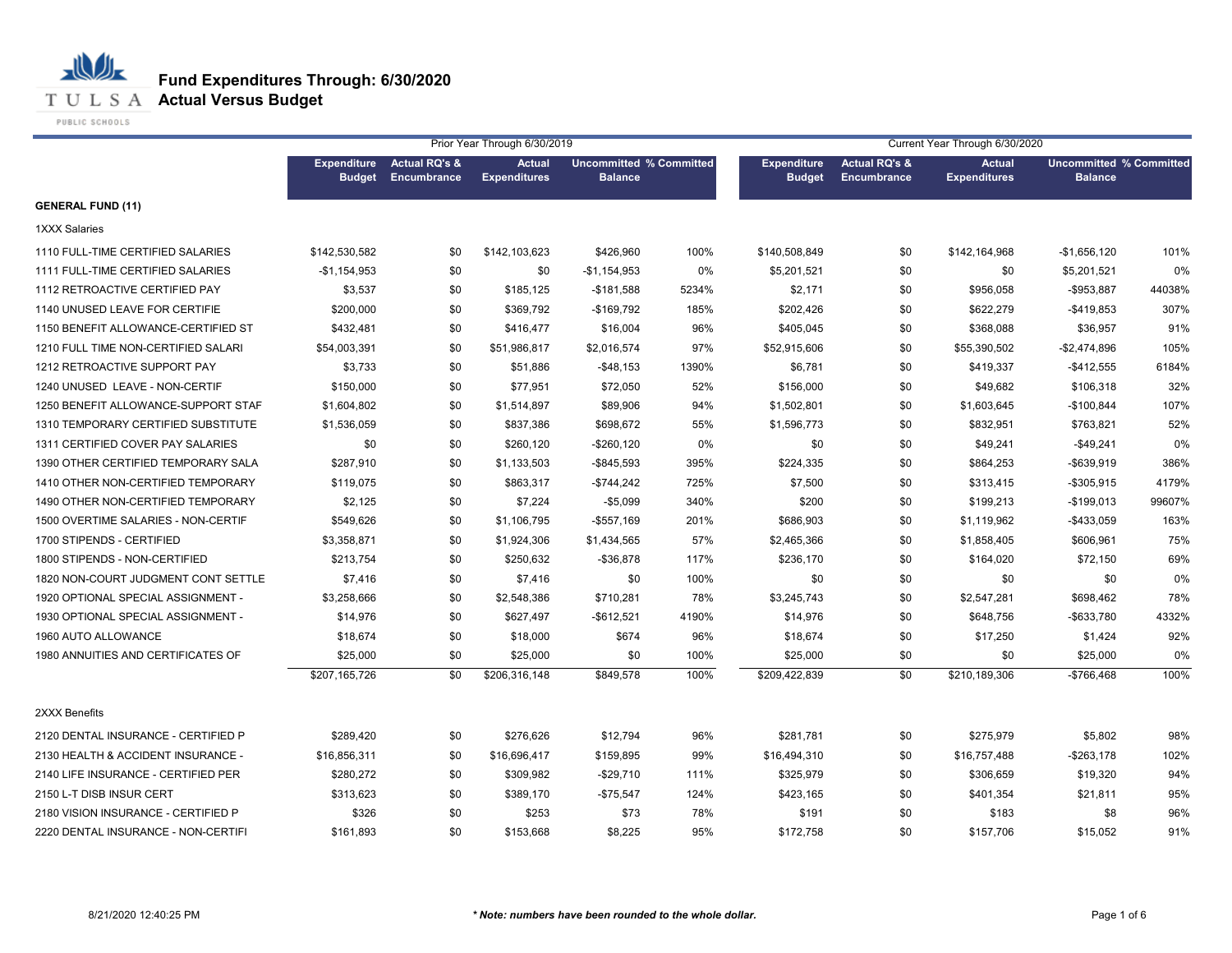# Fund Expenditures Through: 6/30/2020
## Actual Versus Budget

| | Prior Year Through 6/30/2019 | | | | | Current Year Through 6/30/2020 | | | | |
|---|---|---|---|---|---|---|---|---|---|---|
| | Expenditure Budget | Actual RQ's & Encumbrance | Actual Expenditures | Uncommitted Balance | % Committed | Expenditure Budget | Actual RQ's & Encumbrance | Actual Expenditures | Uncommitted Balance | % Committed |
| **GENERAL FUND (11)** | | | | | | | | | | |
| 1XXX Salaries | | | | | | | | | | |
| 1110 FULL-TIME CERTIFIED SALARIES | $142,530,582 | $0 | $142,103,623 | $426,960 | 100% | $140,508,849 | $0 | $142,164,968 | -$1,656,120 | 101% |
| 1111 FULL-TIME CERTIFIED SALARIES | -$1,154,953 | $0 | $0 | -$1,154,953 | 0% | $5,201,521 | $0 | $0 | $5,201,521 | 0% |
| 1112 RETROACTIVE CERTIFIED PAY | $3,537 | $0 | $185,125 | -$181,588 | 5234% | $2,171 | $0 | $956,058 | -$953,887 | 44038% |
| 1140 UNUSED LEAVE FOR CERTIFIE | $200,000 | $0 | $369,792 | -$169,792 | 185% | $202,426 | $0 | $622,279 | -$419,853 | 307% |
| 1150 BENEFIT ALLOWANCE-CERTIFIED ST | $432,481 | $0 | $416,477 | $16,004 | 96% | $405,045 | $0 | $368,088 | $36,957 | 91% |
| 1210 FULL TIME NON-CERTIFIED SALARI | $54,003,391 | $0 | $51,986,817 | $2,016,574 | 97% | $52,915,606 | $0 | $55,390,502 | -$2,474,896 | 105% |
| 1212 RETROACTIVE SUPPORT PAY | $3,733 | $0 | $51,886 | -$48,153 | 1390% | $6,781 | $0 | $419,337 | -$412,555 | 6184% |
| 1240 UNUSED LEAVE - NON-CERTIF | $150,000 | $0 | $77,951 | $72,050 | 52% | $156,000 | $0 | $49,682 | $106,318 | 32% |
| 1250 BENEFIT ALLOWANCE-SUPPORT STAF | $1,604,802 | $0 | $1,514,897 | $89,906 | 94% | $1,502,801 | $0 | $1,603,645 | -$100,844 | 107% |
| 1310 TEMPORARY CERTIFIED SUBSTITUTE | $1,536,059 | $0 | $837,386 | $698,672 | 55% | $1,596,773 | $0 | $832,951 | $763,821 | 52% |
| 1311 CERTIFIED COVER PAY SALARIES | $0 | $0 | $260,120 | -$260,120 | 0% | $0 | $0 | $49,241 | -$49,241 | 0% |
| 1390 OTHER CERTIFIED TEMPORARY SALA | $287,910 | $0 | $1,133,503 | -$845,593 | 395% | $224,335 | $0 | $864,253 | -$639,919 | 386% |
| 1410 OTHER NON-CERTIFIED TEMPORARY | $119,075 | $0 | $863,317 | -$744,242 | 725% | $7,500 | $0 | $313,415 | -$305,915 | 4179% |
| 1490 OTHER NON-CERTIFIED TEMPORARY | $2,125 | $0 | $7,224 | -$5,099 | 340% | $200 | $0 | $199,213 | -$199,013 | 99607% |
| 1500 OVERTIME SALARIES - NON-CERTIF | $549,626 | $0 | $1,106,795 | -$557,169 | 201% | $686,903 | $0 | $1,119,962 | -$433,059 | 163% |
| 1700 STIPENDS - CERTIFIED | $3,358,871 | $0 | $1,924,306 | $1,434,565 | 57% | $2,465,366 | $0 | $1,858,405 | $606,961 | 75% |
| 1800 STIPENDS - NON-CERTIFIED | $213,754 | $0 | $250,632 | -$36,878 | 117% | $236,170 | $0 | $164,020 | $72,150 | 69% |
| 1820 NON-COURT JUDGMENT CONT SETTLE | $7,416 | $0 | $7,416 | $0 | 100% | $0 | $0 | $0 | $0 | 0% |
| 1920 OPTIONAL SPECIAL ASSIGNMENT - | $3,258,666 | $0 | $2,548,386 | $710,281 | 78% | $3,245,743 | $0 | $2,547,281 | $698,462 | 78% |
| 1930 OPTIONAL SPECIAL ASSIGNMENT - | $14,976 | $0 | $627,497 | -$612,521 | 4190% | $14,976 | $0 | $648,756 | -$633,780 | 4332% |
| 1960 AUTO ALLOWANCE | $18,674 | $0 | $18,000 | $674 | 96% | $18,674 | $0 | $17,250 | $1,424 | 92% |
| 1980 ANNUITIES AND CERTIFICATES OF | $25,000 | $0 | $25,000 | $0 | 100% | $25,000 | $0 | $0 | $25,000 | 0% |
| | $207,165,726 | $0 | $206,316,148 | $849,578 | 100% | $209,422,839 | $0 | $210,189,306 | -$766,468 | 100% |
| 2XXX Benefits | | | | | | | | | | |
| 2120 DENTAL INSURANCE - CERTIFIED P | $289,420 | $0 | $276,626 | $12,794 | 96% | $281,781 | $0 | $275,979 | $5,802 | 98% |
| 2130 HEALTH & ACCIDENT INSURANCE - | $16,856,311 | $0 | $16,696,417 | $159,895 | 99% | $16,494,310 | $0 | $16,757,488 | -$263,178 | 102% |
| 2140 LIFE INSURANCE - CERTIFIED PER | $280,272 | $0 | $309,982 | -$29,710 | 111% | $325,979 | $0 | $306,659 | $19,320 | 94% |
| 2150 L-T DISB INSUR CERT | $313,623 | $0 | $389,170 | -$75,547 | 124% | $423,165 | $0 | $401,354 | $21,811 | 95% |
| 2180 VISION INSURANCE - CERTIFIED P | $326 | $0 | $253 | $73 | 78% | $191 | $0 | $183 | $8 | 96% |
| 2220 DENTAL INSURANCE - NON-CERTIFI | $161,893 | $0 | $153,668 | $8,225 | 95% | $172,758 | $0 | $157,706 | $15,052 | 91% |

8/21/2020 12:40:25 PM

*** Note: numbers have been rounded to the whole dollar.**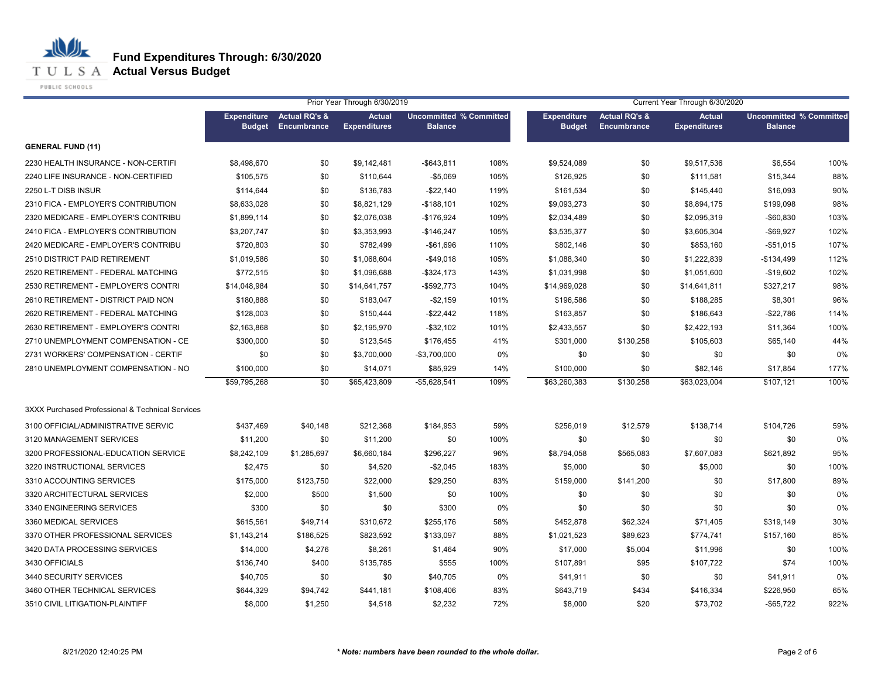# Fund Expenditures Through: 6/30/2020
## Actual Versus Budget

| | Prior Year Through 6/30/2019 | | | | | Current Year Through 6/30/2020 | | | | |
|---|---|---|---|---|---|---|---|---|---|---|
| | Expenditure Budget | Actual RQ's & Encumbrance | Actual Expenditures | Uncommitted Balance | % Committed | Expenditure Budget | Actual RQ's & Encumbrance | Actual Expenditures | Uncommitted Balance | % Committed |
| **GENERAL FUND (11)** | | | | | | | | | | |
| 2230 HEALTH INSURANCE - NON-CERTIFI | $8,498,670 | $0 | $9,142,481 | -$643,811 | 108% | $9,524,089 | $0 | $9,517,536 | $6,554 | 100% |
| 2240 LIFE INSURANCE - NON-CERTIFIED | $105,575 | $0 | $110,644 | -$5,069 | 105% | $126,925 | $0 | $111,581 | $15,344 | 88% |
| 2250 L-T DISB INSUR | $114,644 | $0 | $136,783 | -$22,140 | 119% | $161,534 | $0 | $145,440 | $16,093 | 90% |
| 2310 FICA - EMPLOYER'S CONTRIBUTION | $8,633,028 | $0 | $8,821,129 | -$188,101 | 102% | $9,093,273 | $0 | $8,894,175 | $199,098 | 98% |
| 2320 MEDICARE - EMPLOYER'S CONTRIBU | $1,899,114 | $0 | $2,076,038 | -$176,924 | 109% | $2,034,489 | $0 | $2,095,319 | -$60,830 | 103% |
| 2410 FICA - EMPLOYER'S CONTRIBUTION | $3,207,747 | $0 | $3,353,993 | -$146,247 | 105% | $3,535,377 | $0 | $3,605,304 | -$69,927 | 102% |
| 2420 MEDICARE - EMPLOYER'S CONTRIBU | $720,803 | $0 | $782,499 | -$61,696 | 110% | $802,146 | $0 | $853,160 | -$51,015 | 107% |
| 2510 DISTRICT PAID RETIREMENT | $1,019,586 | $0 | $1,068,604 | -$49,018 | 105% | $1,088,340 | $0 | $1,222,839 | -$134,499 | 112% |
| 2520 RETIREMENT - FEDERAL MATCHING | $772,515 | $0 | $1,096,688 | -$324,173 | 143% | $1,031,998 | $0 | $1,051,600 | -$19,602 | 102% |
| 2530 RETIREMENT - EMPLOYER'S CONTRI | $14,048,984 | $0 | $14,641,757 | -$592,773 | 104% | $14,969,028 | $0 | $14,641,811 | $327,217 | 98% |
| 2610 RETIREMENT - DISTRICT PAID NON | $180,888 | $0 | $183,047 | -$2,159 | 101% | $196,586 | $0 | $188,285 | $8,301 | 96% |
| 2620 RETIREMENT - FEDERAL MATCHING | $128,003 | $0 | $150,444 | -$22,442 | 118% | $163,857 | $0 | $186,643 | -$22,786 | 114% |
| 2630 RETIREMENT - EMPLOYER'S CONTRI | $2,163,868 | $0 | $2,195,970 | -$32,102 | 101% | $2,433,557 | $0 | $2,422,193 | $11,364 | 100% |
| 2710 UNEMPLOYMENT COMPENSATION - CE | $300,000 | $0 | $123,545 | $176,455 | 41% | $301,000 | $130,258 | $105,603 | $65,140 | 44% |
| 2731 WORKERS' COMPENSATION - CERTIF | $0 | $0 | $3,700,000 | -$3,700,000 | 0% | $0 | $0 | $0 | $0 | 0% |
| 2810 UNEMPLOYMENT COMPENSATION - NO | $100,000 | $0 | $14,071 | $85,929 | 14% | $100,000 | $0 | $82,146 | $17,854 | 177% |
| | $59,795,268 | $0 | $65,423,809 | -$5,628,541 | 109% | $63,260,383 | $130,258 | $63,023,004 | $107,121 | 100% |
| 3XXX Purchased Professional & Technical Services | | | | | | | | | | |
| 3100 OFFICIAL/ADMINISTRATIVE SERVIC | $437,469 | $40,148 | $212,368 | $184,953 | 59% | $256,019 | $12,579 | $138,714 | $104,726 | 59% |
| 3120 MANAGEMENT SERVICES | $11,200 | $0 | $11,200 | $0 | 100% | $0 | $0 | $0 | $0 | 0% |
| 3200 PROFESSIONAL-EDUCATION SERVICE | $8,242,109 | $1,285,697 | $6,660,184 | $296,227 | 96% | $8,794,058 | $565,083 | $7,607,083 | $621,892 | 95% |
| 3220 INSTRUCTIONAL SERVICES | $2,475 | $0 | $4,520 | -$2,045 | 183% | $5,000 | $0 | $5,000 | $0 | 100% |
| 3310 ACCOUNTING SERVICES | $175,000 | $123,750 | $22,000 | $29,250 | 83% | $159,000 | $141,200 | $0 | $17,800 | 89% |
| 3320 ARCHITECTURAL SERVICES | $2,000 | $500 | $1,500 | $0 | 100% | $0 | $0 | $0 | $0 | 0% |
| 3340 ENGINEERING SERVICES | $300 | $0 | $0 | $300 | 0% | $0 | $0 | $0 | $0 | 0% |
| 3360 MEDICAL SERVICES | $615,561 | $49,714 | $310,672 | $255,176 | 58% | $452,878 | $62,324 | $71,405 | $319,149 | 30% |
| 3370 OTHER PROFESSIONAL SERVICES | $1,143,214 | $186,525 | $823,592 | $133,097 | 88% | $1,021,523 | $89,623 | $774,741 | $157,160 | 85% |
| 3420 DATA PROCESSING SERVICES | $14,000 | $4,276 | $8,261 | $1,464 | 90% | $17,000 | $5,004 | $11,996 | $0 | 100% |
| 3430 OFFICIALS | $136,740 | $400 | $135,785 | $555 | 100% | $107,891 | $95 | $107,722 | $74 | 100% |
| 3440 SECURITY SERVICES | $40,705 | $0 | $0 | $40,705 | 0% | $41,911 | $0 | $0 | $41,911 | 0% |
| 3460 OTHER TECHNICAL SERVICES | $644,329 | $94,742 | $441,181 | $108,406 | 83% | $643,719 | $434 | $416,334 | $226,950 | 65% |
| 3510 CIVIL LITIGATION-PLAINTIFF | $8,000 | $1,250 | $4,518 | $2,232 | 72% | $8,000 | $20 | $73,702 | -$65,722 | 922% |

8/21/2020 12:40:25 PM

*** Note: numbers have been rounded to the whole dollar.**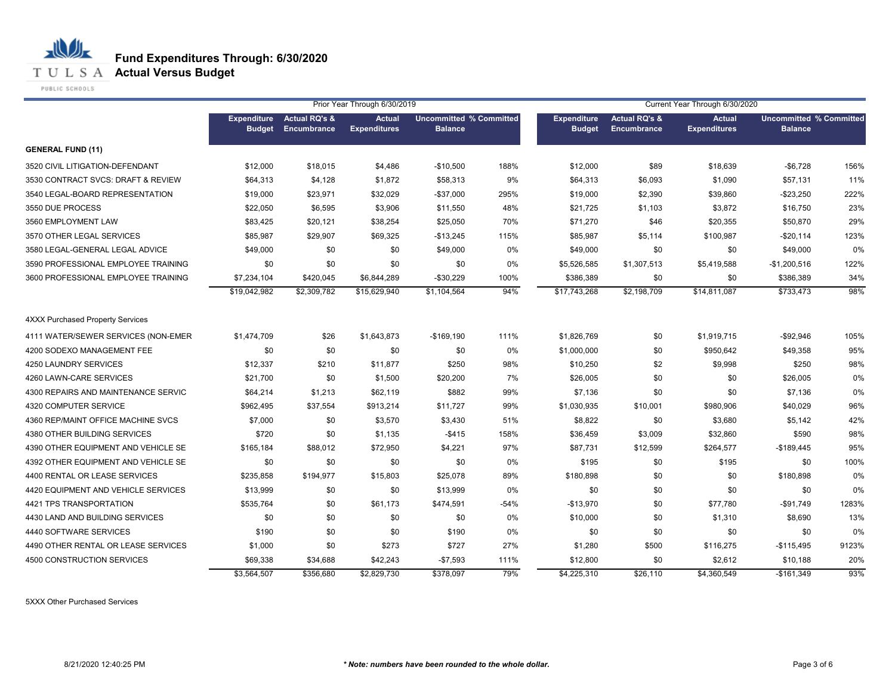# Fund Expenditures Through: 6/30/2020
## Actual Versus Budget

| | Prior Year Through 6/30/2019 | | | | | Current Year Through 6/30/2020 | | | | |
|---|---|---|---|---|---|---|---|---|---|---|
| | Expenditure Budget | Actual RQ's & Encumbrance | Actual Expenditures | Uncommitted Balance | % Committed | Expenditure Budget | Actual RQ's & Encumbrance | Actual Expenditures | Uncommitted Balance | % Committed |
| **GENERAL FUND (11)** | | | | | | | | | | |
| 3520 CIVIL LITIGATION-DEFENDANT | $12,000 | $18,015 | $4,486 | -$10,500 | 188% | $12,000 | $89 | $18,639 | -$6,728 | 156% |
| 3530 CONTRACT SVCS: DRAFT & REVIEW | $64,313 | $4,128 | $1,872 | $58,313 | 9% | $64,313 | $6,093 | $1,090 | $57,131 | 11% |
| 3540 LEGAL-BOARD REPRESENTATION | $19,000 | $23,971 | $32,029 | -$37,000 | 295% | $19,000 | $2,390 | $39,860 | -$23,250 | 222% |
| 3550 DUE PROCESS | $22,050 | $6,595 | $3,906 | $11,550 | 48% | $21,725 | $1,103 | $3,872 | $16,750 | 23% |
| 3560 EMPLOYMENT LAW | $83,425 | $20,121 | $38,254 | $25,050 | 70% | $71,270 | $46 | $20,355 | $50,870 | 29% |
| 3570 OTHER LEGAL SERVICES | $85,987 | $29,907 | $69,325 | -$13,245 | 115% | $85,987 | $5,114 | $100,987 | -$20,114 | 123% |
| 3580 LEGAL-GENERAL LEGAL ADVICE | $49,000 | $0 | $0 | $49,000 | 0% | $49,000 | $0 | $0 | $49,000 | 0% |
| 3590 PROFESSIONAL EMPLOYEE TRAINING | $0 | $0 | $0 | $0 | 0% | $5,526,585 | $1,307,513 | $5,419,588 | -$1,200,516 | 122% |
| 3600 PROFESSIONAL EMPLOYEE TRAINING | $7,234,104 | $420,045 | $6,844,289 | -$30,229 | 100% | $386,389 | $0 | $0 | $386,389 | 34% |
| | $19,042,982 | $2,309,782 | $15,629,940 | $1,104,564 | 94% | $17,743,268 | $2,198,709 | $14,811,087 | $733,473 | 98% |
| 4XXX Purchased Property Services | | | | | | | | | | |
| 4111 WATER/SEWER SERVICES (NON-EMER | $1,474,709 | $26 | $1,643,873 | -$169,190 | 111% | $1,826,769 | $0 | $1,919,715 | -$92,946 | 105% |
| 4200 SODEXO MANAGEMENT FEE | $0 | $0 | $0 | $0 | 0% | $1,000,000 | $0 | $950,642 | $49,358 | 95% |
| 4250 LAUNDRY SERVICES | $12,337 | $210 | $11,877 | $250 | 98% | $10,250 | $2 | $9,998 | $250 | 98% |
| 4260 LAWN-CARE SERVICES | $21,700 | $0 | $1,500 | $20,200 | 7% | $26,005 | $0 | $0 | $26,005 | 0% |
| 4300 REPAIRS AND MAINTENANCE SERVIC | $64,214 | $1,213 | $62,119 | $882 | 99% | $7,136 | $0 | $0 | $7,136 | 0% |
| 4320 COMPUTER SERVICE | $962,495 | $37,554 | $913,214 | $11,727 | 99% | $1,030,935 | $10,001 | $980,906 | $40,029 | 96% |
| 4360 REP/MAINT OFFICE MACHINE SVCS | $7,000 | $0 | $3,570 | $3,430 | 51% | $8,822 | $0 | $3,680 | $5,142 | 42% |
| 4380 OTHER BUILDING SERVICES | $720 | $0 | $1,135 | -$415 | 158% | $36,459 | $3,009 | $32,860 | $590 | 98% |
| 4390 OTHER EQUIPMENT AND VEHICLE SE | $165,184 | $88,012 | $72,950 | $4,221 | 97% | $87,731 | $12,599 | $264,577 | -$189,445 | 95% |
| 4392 OTHER EQUIPMENT AND VEHICLE SE | $0 | $0 | $0 | $0 | 0% | $195 | $0 | $195 | $0 | 100% |
| 4400 RENTAL OR LEASE SERVICES | $235,858 | $194,977 | $15,803 | $25,078 | 89% | $180,898 | $0 | $0 | $180,898 | 0% |
| 4420 EQUIPMENT AND VEHICLE SERVICES | $13,999 | $0 | $0 | $13,999 | 0% | $0 | $0 | $0 | $0 | 0% |
| 4421 TPS TRANSPORTATION | $535,764 | $0 | $61,173 | $474,591 | -54% | -$13,970 | $0 | $77,780 | -$91,749 | 1283% |
| 4430 LAND AND BUILDING SERVICES | $0 | $0 | $0 | $0 | 0% | $10,000 | $0 | $1,310 | $8,690 | 13% |
| 4440 SOFTWARE SERVICES | $190 | $0 | $0 | $190 | 0% | $0 | $0 | $0 | $0 | 0% |
| 4490 OTHER RENTAL OR LEASE SERVICES | $1,000 | $0 | $273 | $727 | 27% | $1,280 | $500 | $116,275 | -$115,495 | 9123% |
| 4500 CONSTRUCTION SERVICES | $69,338 | $34,688 | $42,243 | -$7,593 | 111% | $12,800 | $0 | $2,612 | $10,188 | 20% |
| | $3,564,507 | $356,680 | $2,829,730 | $378,097 | 79% | $4,225,310 | $26,110 | $4,360,549 | -$161,349 | 93% |

5XXX Other Purchased Services

*** Note: numbers have been rounded to the whole dollar.**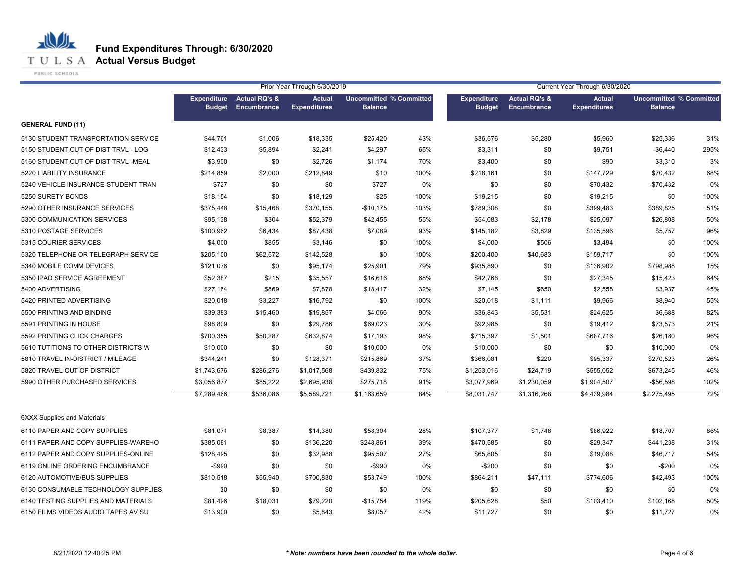# Fund Expenditures Through: 6/30/2020
## Actual Versus Budget

| | Prior Year Through 6/30/2019 | | | | | Current Year Through 6/30/2020 | | | | |
|---|---|---|---|---|---|---|---|---|---|---|
| | Expenditure Budget | Actual RQ's & Encumbrance | Actual Expenditures | Uncommitted Balance | % Committed | Expenditure Budget | Actual RQ's & Encumbrance | Actual Expenditures | Uncommitted Balance | % Committed |
| **GENERAL FUND (11)** | | | | | | | | | | |
| 5130 STUDENT TRANSPORTATION SERVICE | $44,761 | $1,006 | $18,335 | $25,420 | 43% | $36,576 | $5,280 | $5,960 | $25,336 | 31% |
| 5150 STUDENT OUT OF DIST TRVL - LOG | $12,433 | $5,894 | $2,241 | $4,297 | 65% | $3,311 | $0 | $9,751 | -$6,440 | 295% |
| 5160 STUDENT OUT OF DIST TRVL -MEAL | $3,900 | $0 | $2,726 | $1,174 | 70% | $3,400 | $0 | $90 | $3,310 | 3% |
| 5220 LIABILITY INSURANCE | $214,859 | $2,000 | $212,849 | $10 | 100% | $218,161 | $0 | $147,729 | $70,432 | 68% |
| 5240 VEHICLE INSURANCE-STUDENT TRAN | $727 | $0 | $0 | $727 | 0% | $0 | $0 | $70,432 | -$70,432 | 0% |
| 5250 SURETY BONDS | $18,154 | $0 | $18,129 | $25 | 100% | $19,215 | $0 | $19,215 | $0 | 100% |
| 5290 OTHER INSURANCE SERVICES | $375,448 | $15,468 | $370,155 | -$10,175 | 103% | $789,308 | $0 | $399,483 | $389,825 | 51% |
| 5300 COMMUNICATION SERVICES | $95,138 | $304 | $52,379 | $42,455 | 55% | $54,083 | $2,178 | $25,097 | $26,808 | 50% |
| 5310 POSTAGE SERVICES | $100,962 | $6,434 | $87,438 | $7,089 | 93% | $145,182 | $3,829 | $135,596 | $5,757 | 96% |
| 5315 COURIER SERVICES | $4,000 | $855 | $3,146 | $0 | 100% | $4,000 | $506 | $3,494 | $0 | 100% |
| 5320 TELEPHONE OR TELEGRAPH SERVICE | $205,100 | $62,572 | $142,528 | $0 | 100% | $200,400 | $40,683 | $159,717 | $0 | 100% |
| 5340 MOBILE COMM DEVICES | $121,076 | $0 | $95,174 | $25,901 | 79% | $935,890 | $0 | $136,902 | $798,988 | 15% |
| 5350 IPAD SERVICE AGREEMENT | $52,387 | $215 | $35,557 | $16,616 | 68% | $42,768 | $0 | $27,345 | $15,423 | 64% |
| 5400 ADVERTISING | $27,164 | $869 | $7,878 | $18,417 | 32% | $7,145 | $650 | $2,558 | $3,937 | 45% |
| 5420 PRINTED ADVERTISING | $20,018 | $3,227 | $16,792 | $0 | 100% | $20,018 | $1,111 | $9,966 | $8,940 | 55% |
| 5500 PRINTING AND BINDING | $39,383 | $15,460 | $19,857 | $4,066 | 90% | $36,843 | $5,531 | $24,625 | $6,688 | 82% |
| 5591 PRINTING IN HOUSE | $98,809 | $0 | $29,786 | $69,023 | 30% | $92,985 | $0 | $19,412 | $73,573 | 21% |
| 5592 PRINTING CLICK CHARGES | $700,355 | $50,287 | $632,874 | $17,193 | 98% | $715,397 | $1,501 | $687,716 | $26,180 | 96% |
| 5610 TUTITIONS TO OTHER DISTRICTS W | $10,000 | $0 | $0 | $10,000 | 0% | $10,000 | $0 | $0 | $10,000 | 0% |
| 5810 TRAVEL IN-DISTRICT / MILEAGE | $344,241 | $0 | $128,371 | $215,869 | 37% | $366,081 | $220 | $95,337 | $270,523 | 26% |
| 5820 TRAVEL OUT OF DISTRICT | $1,743,676 | $286,276 | $1,017,568 | $439,832 | 75% | $1,253,016 | $24,719 | $555,052 | $673,245 | 46% |
| 5990 OTHER PURCHASED SERVICES | $3,056,877 | $85,222 | $2,695,938 | $275,718 | 91% | $3,077,969 | $1,230,059 | $1,904,507 | -$56,598 | 102% |
| | $7,289,466 | $536,086 | $5,589,721 | $1,163,659 | 84% | $8,031,747 | $1,316,268 | $4,439,984 | $2,275,495 | 72% |
| 6XXX Supplies and Materials | | | | | | | | | | |
| 6110 PAPER AND COPY SUPPLIES | $81,071 | $8,387 | $14,380 | $58,304 | 28% | $107,377 | $1,748 | $86,922 | $18,707 | 86% |
| 6111 PAPER AND COPY SUPPLIES-WAREHO | $385,081 | $0 | $136,220 | $248,861 | 39% | $470,585 | $0 | $29,347 | $441,238 | 31% |
| 6112 PAPER AND COPY SUPPLIES-ONLINE | $128,495 | $0 | $32,988 | $95,507 | 27% | $65,805 | $0 | $19,088 | $46,717 | 54% |
| 6119 ONLINE ORDERING ENCUMBRANCE | -$990 | $0 | $0 | -$990 | 0% | -$200 | $0 | $0 | -$200 | 0% |
| 6120 AUTOMOTIVE/BUS SUPPLIES | $810,518 | $55,940 | $700,830 | $53,749 | 100% | $864,211 | $47,111 | $774,606 | $42,493 | 100% |
| 6130 CONSUMABLE TECHNOLOGY SUPPLIES | $0 | $0 | $0 | $0 | 0% | $0 | $0 | $0 | $0 | 0% |
| 6140 TESTING SUPPLIES AND MATERIALS | $81,496 | $18,031 | $79,220 | -$15,754 | 119% | $205,628 | $50 | $103,410 | $102,168 | 50% |
| 6150 FILMS VIDEOS AUDIO TAPES AV SU | $13,900 | $0 | $5,843 | $8,057 | 42% | $11,727 | $0 | $0 | $11,727 | 0% |

8/21/2020 12:40:25 PM

*** Note: numbers have been rounded to the whole dollar.**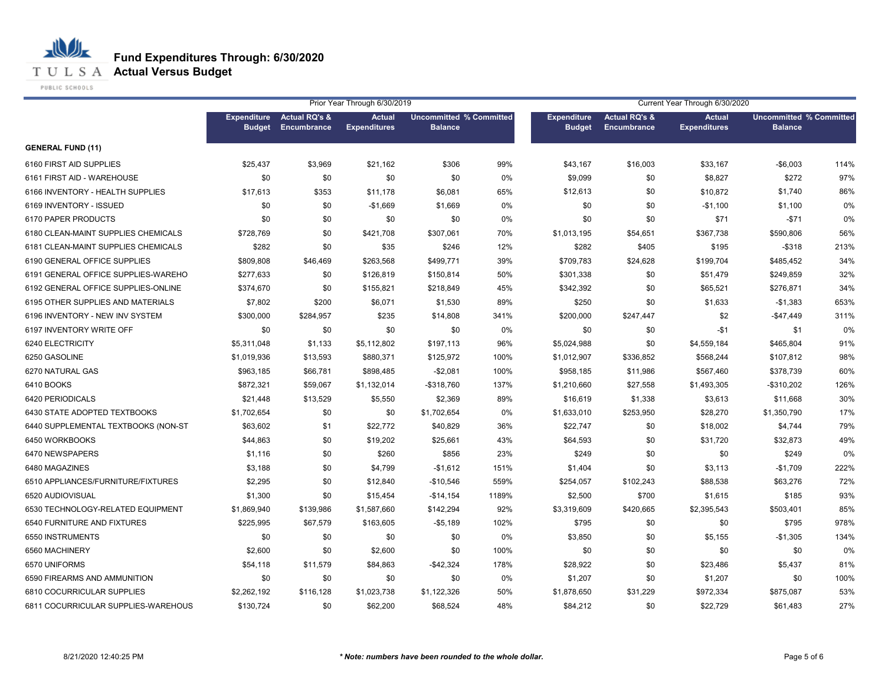# Fund Expenditures Through: 6/30/2020

## Actual Versus Budget

| | Prior Year Through 6/30/2019 | | | | | Current Year Through 6/30/2020 | | | | |
|---|---|---|---|---|---|---|---|---|---|---|
| | Expenditure Budget | Actual RQ's & Encumbrance | Actual Expenditures | Uncommitted Balance | % Committed | Expenditure Budget | Actual RQ's & Encumbrance | Actual Expenditures | Uncommitted Balance | % Committed |
| **GENERAL FUND (11)** | | | | | | | | | | |
| 6160 FIRST AID SUPPLIES | $25,437 | $3,969 | $21,162 | $306 | 99% | $43,167 | $16,003 | $33,167 | -$6,003 | 114% |
| 6161 FIRST AID - WAREHOUSE | $0 | $0 | $0 | $0 | 0% | $9,099 | $0 | $8,827 | $272 | 97% |
| 6166 INVENTORY - HEALTH SUPPLIES | $17,613 | $353 | $11,178 | $6,081 | 65% | $12,613 | $0 | $10,872 | $1,740 | 86% |
| 6169 INVENTORY - ISSUED | $0 | $0 | -$1,669 | $1,669 | 0% | $0 | $0 | -$1,100 | $1,100 | 0% |
| 6170 PAPER PRODUCTS | $0 | $0 | $0 | $0 | 0% | $0 | $0 | $71 | -$71 | 0% |
| 6180 CLEAN-MAINT SUPPLIES CHEMICALS | $728,769 | $0 | $421,708 | $307,061 | 70% | $1,013,195 | $54,651 | $367,738 | $590,806 | 56% |
| 6181 CLEAN-MAINT SUPPLIES CHEMICALS | $282 | $0 | $35 | $246 | 12% | $282 | $405 | $195 | -$318 | 213% |
| 6190 GENERAL OFFICE SUPPLIES | $809,808 | $46,469 | $263,568 | $499,771 | 39% | $709,783 | $24,628 | $199,704 | $485,452 | 34% |
| 6191 GENERAL OFFICE SUPPLIES-WAREHO | $277,633 | $0 | $126,819 | $150,814 | 50% | $301,338 | $0 | $51,479 | $249,859 | 32% |
| 6192 GENERAL OFFICE SUPPLIES-ONLINE | $374,670 | $0 | $155,821 | $218,849 | 45% | $342,392 | $0 | $65,521 | $276,871 | 34% |
| 6195 OTHER SUPPLIES AND MATERIALS | $7,802 | $200 | $6,071 | $1,530 | 89% | $250 | $0 | $1,633 | -$1,383 | 653% |
| 6196 INVENTORY - NEW INV SYSTEM | $300,000 | $284,957 | $235 | $14,808 | 341% | $200,000 | $247,447 | $2 | -$47,449 | 311% |
| 6197 INVENTORY WRITE OFF | $0 | $0 | $0 | $0 | 0% | $0 | $0 | -$1 | $1 | 0% |
| 6240 ELECTRICITY | $5,311,048 | $1,133 | $5,112,802 | $197,113 | 96% | $5,024,988 | $0 | $4,559,184 | $465,804 | 91% |
| 6250 GASOLINE | $1,019,936 | $13,593 | $880,371 | $125,972 | 100% | $1,012,907 | $336,852 | $568,244 | $107,812 | 98% |
| 6270 NATURAL GAS | $963,185 | $66,781 | $898,485 | -$2,081 | 100% | $958,185 | $11,986 | $567,460 | $378,739 | 60% |
| 6410 BOOKS | $872,321 | $59,067 | $1,132,014 | -$318,760 | 137% | $1,210,660 | $27,558 | $1,493,305 | -$310,202 | 126% |
| 6420 PERIODICALS | $21,448 | $13,529 | $5,550 | $2,369 | 89% | $16,619 | $1,338 | $3,613 | $11,668 | 30% |
| 6430 STATE ADOPTED TEXTBOOKS | $1,702,654 | $0 | $0 | $1,702,654 | 0% | $1,633,010 | $253,950 | $28,270 | $1,350,790 | 17% |
| 6440 SUPPLEMENTAL TEXTBOOKS (NON-ST | $63,602 | $1 | $22,772 | $40,829 | 36% | $22,747 | $0 | $18,002 | $4,744 | 79% |
| 6450 WORKBOOKS | $44,863 | $0 | $19,202 | $25,661 | 43% | $64,593 | $0 | $31,720 | $32,873 | 49% |
| 6470 NEWSPAPERS | $1,116 | $0 | $260 | $856 | 23% | $249 | $0 | $0 | $249 | 0% |
| 6480 MAGAZINES | $3,188 | $0 | $4,799 | -$1,612 | 151% | $1,404 | $0 | $3,113 | -$1,709 | 222% |
| 6510 APPLIANCES/FURNITURE/FIXTURES | $2,295 | $0 | $12,840 | -$10,546 | 559% | $254,057 | $102,243 | $88,538 | $63,276 | 72% |
| 6520 AUDIOVISUAL | $1,300 | $0 | $15,454 | -$14,154 | 1189% | $2,500 | $700 | $1,615 | $185 | 93% |
| 6530 TECHNOLOGY-RELATED EQUIPMENT | $1,869,940 | $139,986 | $1,587,660 | $142,294 | 92% | $3,319,609 | $420,665 | $2,395,543 | $503,401 | 85% |
| 6540 FURNITURE AND FIXTURES | $225,995 | $67,579 | $163,605 | -$5,189 | 102% | $795 | $0 | $0 | $795 | 978% |
| 6550 INSTRUMENTS | $0 | $0 | $0 | $0 | 0% | $3,850 | $0 | $5,155 | -$1,305 | 134% |
| 6560 MACHINERY | $2,600 | $0 | $2,600 | $0 | 100% | $0 | $0 | $0 | $0 | 0% |
| 6570 UNIFORMS | $54,118 | $11,579 | $84,863 | -$42,324 | 178% | $28,922 | $0 | $23,486 | $5,437 | 81% |
| 6590 FIREARMS AND AMMUNITION | $0 | $0 | $0 | $0 | 0% | $1,207 | $0 | $1,207 | $0 | 100% |
| 6810 COCURRICULAR SUPPLIES | $2,262,192 | $116,128 | $1,023,738 | $1,122,326 | 50% | $1,878,650 | $31,229 | $972,334 | $875,087 | 53% |
| 6811 COCURRICULAR SUPPLIES-WAREHOUS | $130,724 | $0 | $62,200 | $68,524 | 48% | $84,212 | $0 | $22,729 | $61,483 | 27% |

8/21/2020 12:40:25 PM

*** Note: numbers have been rounded to the whole dollar.***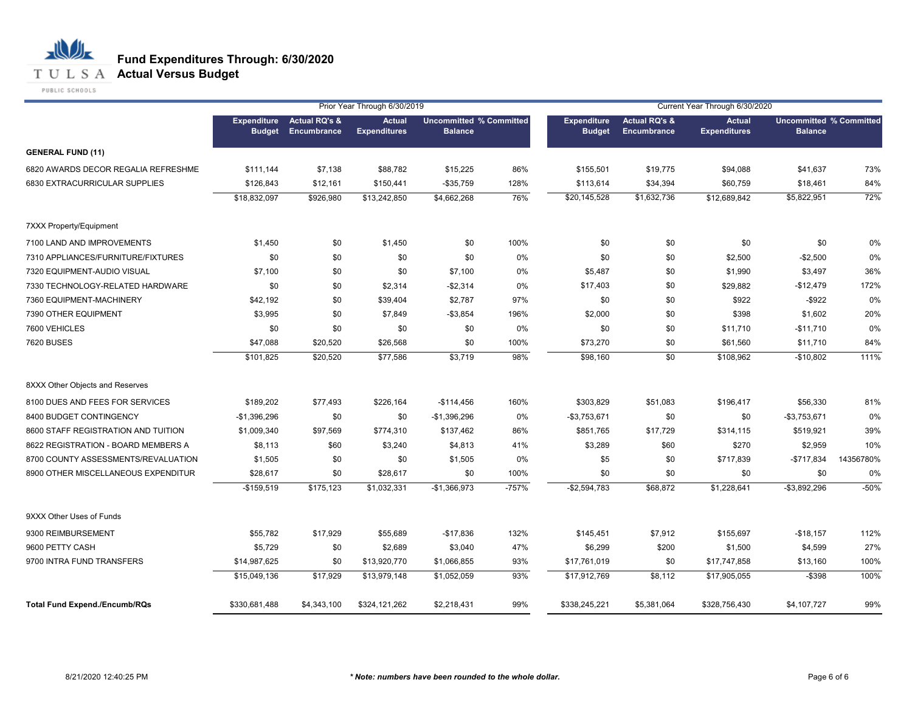# Fund Expenditures Through: 6/30/2020

## Actual Versus Budget

| | Prior Year Through 6/30/2019 | | | | | Current Year Through 6/30/2020 | | | | |
|---|---|---|---|---|---|---|---|---|---|---|
| | Expenditure Budget | Actual RQ's & Encumbrance | Actual Expenditures | Uncommitted Balance | % Committed | Expenditure Budget | Actual RQ's & Encumbrance | Actual Expenditures | Uncommitted Balance | % Committed |
| **GENERAL FUND (11)** | | | | | | | | | | |
| 6820 AWARDS DECOR REGALIA REFRESHME | $111,144 | $7,138 | $88,782 | $15,225 | 86% | $155,501 | $19,775 | $94,088 | $41,637 | 73% |
| 6830 EXTRACURRICULAR SUPPLIES | $126,843 | $12,161 | $150,441 | -$35,759 | 128% | $113,614 | $34,394 | $60,759 | $18,461 | 84% |
| | $18,832,097 | $926,980 | $13,242,850 | $4,662,268 | 76% | $20,145,528 | $1,632,736 | $12,689,842 | $5,822,951 | 72% |
| 7XXX Property/Equipment | | | | | | | | | | |
| 7100 LAND AND IMPROVEMENTS | $1,450 | $0 | $1,450 | $0 | 100% | $0 | $0 | $0 | $0 | 0% |
| 7310 APPLIANCES/FURNITURE/FIXTURES | $0 | $0 | $0 | $0 | 0% | $0 | $0 | $2,500 | -$2,500 | 0% |
| 7320 EQUIPMENT-AUDIO VISUAL | $7,100 | $0 | $0 | $7,100 | 0% | $5,487 | $0 | $1,990 | $3,497 | 36% |
| 7330 TECHNOLOGY-RELATED HARDWARE | $0 | $0 | $2,314 | -$2,314 | 0% | $17,403 | $0 | $29,882 | -$12,479 | 172% |
| 7360 EQUIPMENT-MACHINERY | $42,192 | $0 | $39,404 | $2,787 | 97% | $0 | $0 | $922 | -$922 | 0% |
| 7390 OTHER EQUIPMENT | $3,995 | $0 | $7,849 | -$3,854 | 196% | $2,000 | $0 | $398 | $1,602 | 20% |
| 7600 VEHICLES | $0 | $0 | $0 | $0 | 0% | $0 | $0 | $11,710 | -$11,710 | 0% |
| 7620 BUSES | $47,088 | $20,520 | $26,568 | $0 | 100% | $73,270 | $0 | $61,560 | $11,710 | 84% |
| | $101,825 | $20,520 | $77,586 | $3,719 | 98% | $98,160 | $0 | $108,962 | -$10,802 | 111% |
| 8XXX Other Objects and Reserves | | | | | | | | | | |
| 8100 DUES AND FEES FOR SERVICES | $189,202 | $77,493 | $226,164 | -$114,456 | 160% | $303,829 | $51,083 | $196,417 | $56,330 | 81% |
| 8400 BUDGET CONTINGENCY | -$1,396,296 | $0 | $0 | -$1,396,296 | 0% | -$3,753,671 | $0 | $0 | -$3,753,671 | 0% |
| 8600 STAFF REGISTRATION AND TUITION | $1,009,340 | $97,569 | $774,310 | $137,462 | 86% | $851,765 | $17,729 | $314,115 | $519,921 | 39% |
| 8622 REGISTRATION - BOARD MEMBERS A | $8,113 | $60 | $3,240 | $4,813 | 41% | $3,289 | $60 | $270 | $2,959 | 10% |
| 8700 COUNTY ASSESSMENTS/REVALUATION | $1,505 | $0 | $0 | $1,505 | 0% | $5 | $0 | $717,839 | -$717,834 | 14356780% |
| 8900 OTHER MISCELLANEOUS EXPENDITUR | $28,617 | $0 | $28,617 | $0 | 100% | $0 | $0 | $0 | $0 | 0% |
| | -$159,519 | $175,123 | $1,032,331 | -$1,366,973 | -757% | -$2,594,783 | $68,872 | $1,228,641 | -$3,892,296 | -50% |
| 9XXX Other Uses of Funds | | | | | | | | | | |
| 9300 REIMBURSEMENT | $55,782 | $17,929 | $55,689 | -$17,836 | 132% | $145,451 | $7,912 | $155,697 | -$18,157 | 112% |
| 9600 PETTY CASH | $5,729 | $0 | $2,689 | $3,040 | 47% | $6,299 | $200 | $1,500 | $4,599 | 27% |
| 9700 INTRA FUND TRANSFERS | $14,987,625 | $0 | $13,920,770 | $1,066,855 | 93% | $17,761,019 | $0 | $17,747,858 | $13,160 | 100% |
| | $15,049,136 | $17,929 | $13,979,148 | $1,052,059 | 93% | $17,912,769 | $8,112 | $17,905,055 | -$398 | 100% |
| **Total Fund Expend./Encumb/RQs** | $330,681,488 | $4,343,100 | $324,121,262 | $2,218,431 | 99% | $338,245,221 | $5,381,064 | $328,756,430 | $4,107,727 | 99% |

8/21/2020 12:40:25 PM

***Note: numbers have been rounded to the whole dollar.***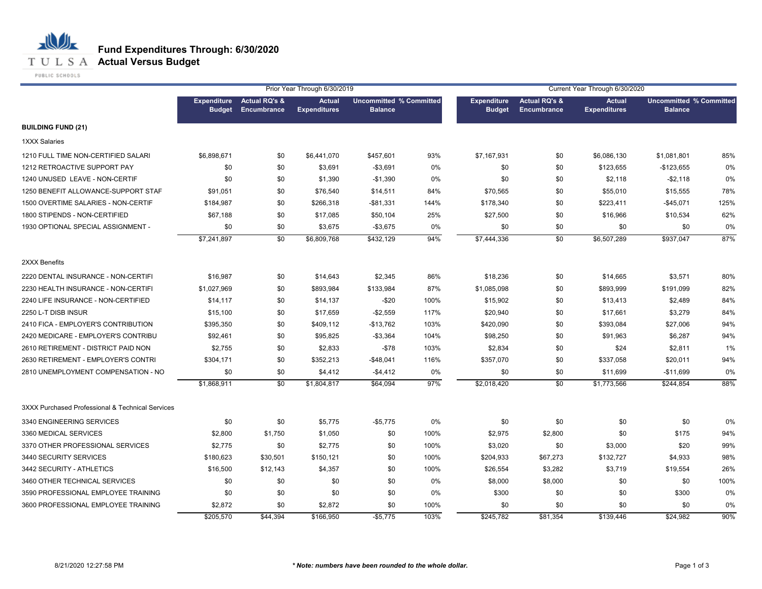# Fund Expenditures Through: 6/30/2020

## Actual Versus Budget

TULSA PUBLIC SCHOOLS

| | Prior Year Through 6/30/2019 | | | | | Current Year Through 6/30/2020 | | | | |
|---|---|---|---|---|---|---|---|---|---|---|
| | Expenditure Budget | Actual RQ's & Encumbrance | Actual Expenditures | Uncommitted Balance | % Committed | Expenditure Budget | Actual RQ's & Encumbrance | Actual Expenditures | Uncommitted Balance | % Committed |
| **BUILDING FUND (21)** | | | | | | | | | | |
| 1XXX Salaries | | | | | | | | | | |
| 1210 FULL TIME NON-CERTIFIED SALARI | $6,898,671 | $0 | $6,441,070 | $457,601 | 93% | $7,167,931 | $0 | $6,086,130 | $1,081,801 | 85% |
| 1212 RETROACTIVE SUPPORT PAY | $0 | $0 | $3,691 | -$3,691 | 0% | $0 | $0 | $123,655 | -$123,655 | 0% |
| 1240 UNUSED LEAVE - NON-CERTIF | $0 | $0 | $1,390 | -$1,390 | 0% | $0 | $0 | $2,118 | -$2,118 | 0% |
| 1250 BENEFIT ALLOWANCE-SUPPORT STAF | $91,051 | $0 | $76,540 | $14,511 | 84% | $70,565 | $0 | $55,010 | $15,555 | 78% |
| 1500 OVERTIME SALARIES - NON-CERTIF | $184,987 | $0 | $266,318 | -$81,331 | 144% | $178,340 | $0 | $223,411 | -$45,071 | 125% |
| 1800 STIPENDS - NON-CERTIFIED | $67,188 | $0 | $17,085 | $50,104 | 25% | $27,500 | $0 | $16,966 | $10,534 | 62% |
| 1930 OPTIONAL SPECIAL ASSIGNMENT - | $0 | $0 | $3,675 | -$3,675 | 0% | $0 | $0 | $0 | $0 | 0% |
| | $7,241,897 | $0 | $6,809,768 | $432,129 | 94% | $7,444,336 | $0 | $6,507,289 | $937,047 | 87% |
| 2XXX Benefits | | | | | | | | | | |
| 2220 DENTAL INSURANCE - NON-CERTIFI | $16,987 | $0 | $14,643 | $2,345 | 86% | $18,236 | $0 | $14,665 | $3,571 | 80% |
| 2230 HEALTH INSURANCE - NON-CERTIFI | $1,027,969 | $0 | $893,984 | $133,984 | 87% | $1,085,098 | $0 | $893,999 | $191,099 | 82% |
| 2240 LIFE INSURANCE - NON-CERTIFIED | $14,117 | $0 | $14,137 | -$20 | 100% | $15,902 | $0 | $13,413 | $2,489 | 84% |
| 2250 L-T DISB INSUR | $15,100 | $0 | $17,659 | -$2,559 | 117% | $20,940 | $0 | $17,661 | $3,279 | 84% |
| 2410 FICA - EMPLOYER'S CONTRIBUTION | $395,350 | $0 | $409,112 | -$13,762 | 103% | $420,090 | $0 | $393,084 | $27,006 | 94% |
| 2420 MEDICARE - EMPLOYER'S CONTRIBU | $92,461 | $0 | $95,825 | -$3,364 | 104% | $98,250 | $0 | $91,963 | $6,287 | 94% |
| 2610 RETIREMENT - DISTRICT PAID NON | $2,755 | $0 | $2,833 | -$78 | 103% | $2,834 | $0 | $24 | $2,811 | 1% |
| 2630 RETIREMENT - EMPLOYER'S CONTRI | $304,171 | $0 | $352,213 | -$48,041 | 116% | $357,070 | $0 | $337,058 | $20,011 | 94% |
| 2810 UNEMPLOYMENT COMPENSATION - NO | $0 | $0 | $4,412 | -$4,412 | 0% | $0 | $0 | $11,699 | -$11,699 | 0% |
| | $1,868,911 | $0 | $1,804,817 | $64,094 | 97% | $2,018,420 | $0 | $1,773,566 | $244,854 | 88% |
| 3XXX Purchased Professional & Technical Services | | | | | | | | | | |
| 3340 ENGINEERING SERVICES | $0 | $0 | $5,775 | -$5,775 | 0% | $0 | $0 | $0 | $0 | 0% |
| 3360 MEDICAL SERVICES | $2,800 | $1,750 | $1,050 | $0 | 100% | $2,975 | $2,800 | $0 | $175 | 94% |
| 3370 OTHER PROFESSIONAL SERVICES | $2,775 | $0 | $2,775 | $0 | 100% | $3,020 | $0 | $3,000 | $20 | 99% |
| 3440 SECURITY SERVICES | $180,623 | $30,501 | $150,121 | $0 | 100% | $204,933 | $67,273 | $132,727 | $4,933 | 98% |
| 3442 SECURITY - ATHLETICS | $16,500 | $12,143 | $4,357 | $0 | 100% | $26,554 | $3,282 | $3,719 | $19,554 | 26% |
| 3460 OTHER TECHNICAL SERVICES | $0 | $0 | $0 | $0 | 0% | $8,000 | $8,000 | $0 | $0 | 100% |
| 3590 PROFESSIONAL EMPLOYEE TRAINING | $0 | $0 | $0 | $0 | 0% | $300 | $0 | $0 | $300 | 0% |
| 3600 PROFESSIONAL EMPLOYEE TRAINING | $2,872 | $0 | $2,872 | $0 | 100% | $0 | $0 | $0 | $0 | 0% |
| | $205,570 | $44,394 | $166,950 | -$5,775 | 103% | $245,782 | $81,354 | $139,446 | $24,982 | 90% |

8/21/2020 12:27:58 PM

*** Note: numbers have been rounded to the whole dollar.**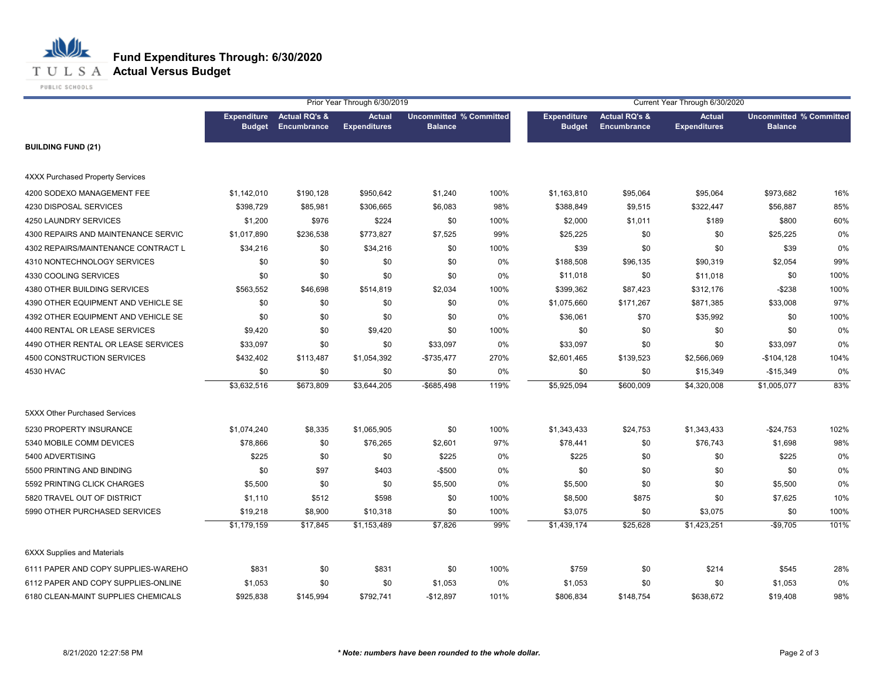# Fund Expenditures Through: 6/30/2020

## Actual Versus Budget

| | Prior Year Through 6/30/2019 | | | | | Current Year Through 6/30/2020 | | | | |
|---|---|---|---|---|---|---|---|---|---|---|
| | Expenditure Budget | Actual RQ's & Encumbrance | Actual Expenditures | Uncommitted Balance | % Committed | Expenditure Budget | Actual RQ's & Encumbrance | Actual Expenditures | Uncommitted Balance | % Committed |
| **BUILDING FUND (21)** | | | | | | | | | | |
| 4XXX Purchased Property Services | | | | | | | | | | |
| 4200 SODEXO MANAGEMENT FEE | $1,142,010 | $190,128 | $950,642 | $1,240 | 100% | $1,163,810 | $95,064 | $95,064 | $973,682 | 16% |
| 4230 DISPOSAL SERVICES | $398,729 | $85,981 | $306,665 | $6,083 | 98% | $388,849 | $9,515 | $322,447 | $56,887 | 85% |
| 4250 LAUNDRY SERVICES | $1,200 | $976 | $224 | $0 | 100% | $2,000 | $1,011 | $189 | $800 | 60% |
| 4300 REPAIRS AND MAINTENANCE SERVIC | $1,017,890 | $236,538 | $773,827 | $7,525 | 99% | $25,225 | $0 | $0 | $25,225 | 0% |
| 4302 REPAIRS/MAINTENANCE CONTRACT L | $34,216 | $0 | $34,216 | $0 | 100% | $39 | $0 | $0 | $39 | 0% |
| 4310 NONTECHNOLOGY SERVICES | $0 | $0 | $0 | $0 | 0% | $188,508 | $96,135 | $90,319 | $2,054 | 99% |
| 4330 COOLING SERVICES | $0 | $0 | $0 | $0 | 0% | $11,018 | $0 | $11,018 | $0 | 100% |
| 4380 OTHER BUILDING SERVICES | $563,552 | $46,698 | $514,819 | $2,034 | 100% | $399,362 | $87,423 | $312,176 | -$238 | 100% |
| 4390 OTHER EQUIPMENT AND VEHICLE SE | $0 | $0 | $0 | $0 | 0% | $1,075,660 | $171,267 | $871,385 | $33,008 | 97% |
| 4392 OTHER EQUIPMENT AND VEHICLE SE | $0 | $0 | $0 | $0 | 0% | $36,061 | $70 | $35,992 | $0 | 100% |
| 4400 RENTAL OR LEASE SERVICES | $9,420 | $0 | $9,420 | $0 | 100% | $0 | $0 | $0 | $0 | 0% |
| 4490 OTHER RENTAL OR LEASE SERVICES | $33,097 | $0 | $0 | $33,097 | 0% | $33,097 | $0 | $0 | $33,097 | 0% |
| 4500 CONSTRUCTION SERVICES | $432,402 | $113,487 | $1,054,392 | -$735,477 | 270% | $2,601,465 | $139,523 | $2,566,069 | -$104,128 | 104% |
| 4530 HVAC | $0 | $0 | $0 | $0 | 0% | $0 | $0 | $15,349 | -$15,349 | 0% |
| | $3,632,516 | $673,809 | $3,644,205 | -$685,498 | 119% | $5,925,094 | $600,009 | $4,320,008 | $1,005,077 | 83% |
| 5XXX Other Purchased Services | | | | | | | | | | |
| 5230 PROPERTY INSURANCE | $1,074,240 | $8,335 | $1,065,905 | $0 | 100% | $1,343,433 | $24,753 | $1,343,433 | -$24,753 | 102% |
| 5340 MOBILE COMM DEVICES | $78,866 | $0 | $76,265 | $2,601 | 97% | $78,441 | $0 | $76,743 | $1,698 | 98% |
| 5400 ADVERTISING | $225 | $0 | $0 | $225 | 0% | $225 | $0 | $0 | $225 | 0% |
| 5500 PRINTING AND BINDING | $0 | $97 | $403 | -$500 | 0% | $0 | $0 | $0 | $0 | 0% |
| 5592 PRINTING CLICK CHARGES | $5,500 | $0 | $0 | $5,500 | 0% | $5,500 | $0 | $0 | $5,500 | 0% |
| 5820 TRAVEL OUT OF DISTRICT | $1,110 | $512 | $598 | $0 | 100% | $8,500 | $875 | $0 | $7,625 | 10% |
| 5990 OTHER PURCHASED SERVICES | $19,218 | $8,900 | $10,318 | $0 | 100% | $3,075 | $0 | $3,075 | $0 | 100% |
| | $1,179,159 | $17,845 | $1,153,489 | $7,826 | 99% | $1,439,174 | $25,628 | $1,423,251 | -$9,705 | 101% |
| 6XXX Supplies and Materials | | | | | | | | | | |
| 6111 PAPER AND COPY SUPPLIES-WAREHO | $831 | $0 | $831 | $0 | 100% | $759 | $0 | $214 | $545 | 28% |
| 6112 PAPER AND COPY SUPPLIES-ONLINE | $1,053 | $0 | $0 | $1,053 | 0% | $1,053 | $0 | $0 | $1,053 | 0% |
| 6180 CLEAN-MAINT SUPPLIES CHEMICALS | $925,838 | $145,994 | $792,741 | -$12,897 | 101% | $806,834 | $148,754 | $638,672 | $19,408 | 98% |

8/21/2020 12:27:58 PM

*** Note: numbers have been rounded to the whole dollar.**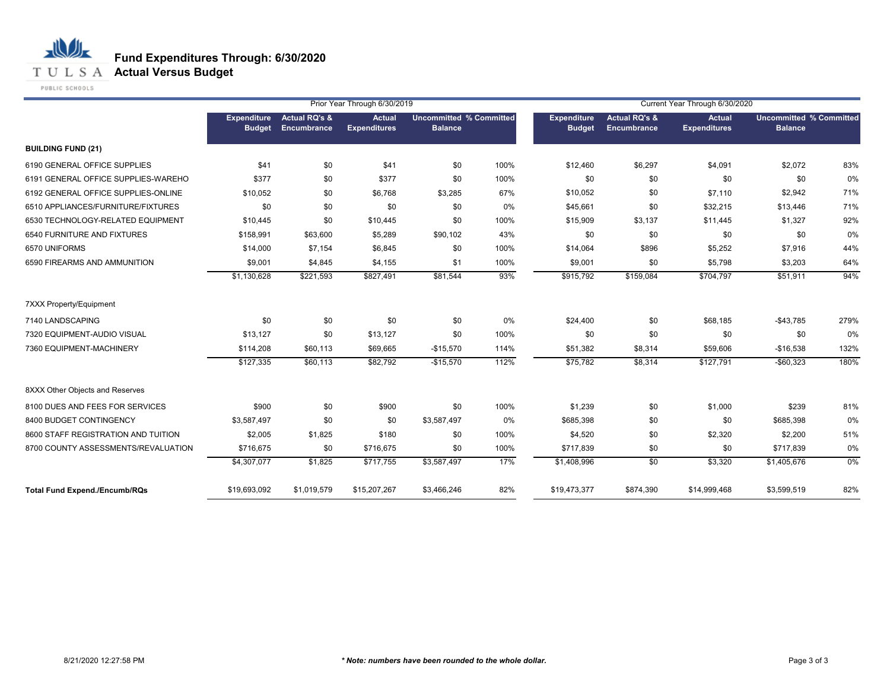# Fund Expenditures Through: 6/30/2020
## Actual Versus Budget

| | Prior Year Through 6/30/2019 | | | | | Current Year Through 6/30/2020 | | | | |
|---|---|---|---|---|---|---|---|---|---|---|
| | Expenditure Budget | Actual RQ's & Encumbrance | Actual Expenditures | Uncommitted Balance | % Committed | Expenditure Budget | Actual RQ's & Encumbrance | Actual Expenditures | Uncommitted Balance | % Committed |
| **BUILDING FUND (21)** | | | | | | | | | | |
| 6190 GENERAL OFFICE SUPPLIES | $41 | $0 | $41 | $0 | 100% | $12,460 | $6,297 | $4,091 | $2,072 | 83% |
| 6191 GENERAL OFFICE SUPPLIES-WAREHO | $377 | $0 | $377 | $0 | 100% | $0 | $0 | $0 | $0 | 0% |
| 6192 GENERAL OFFICE SUPPLIES-ONLINE | $10,052 | $0 | $6,768 | $3,285 | 67% | $10,052 | $0 | $7,110 | $2,942 | 71% |
| 6510 APPLIANCES/FURNITURE/FIXTURES | $0 | $0 | $0 | $0 | 0% | $45,661 | $0 | $32,215 | $13,446 | 71% |
| 6530 TECHNOLOGY-RELATED EQUIPMENT | $10,445 | $0 | $10,445 | $0 | 100% | $15,909 | $3,137 | $11,445 | $1,327 | 92% |
| 6540 FURNITURE AND FIXTURES | $158,991 | $63,600 | $5,289 | $90,102 | 43% | $0 | $0 | $0 | $0 | 0% |
| 6570 UNIFORMS | $14,000 | $7,154 | $6,845 | $0 | 100% | $14,064 | $896 | $5,252 | $7,916 | 44% |
| 6590 FIREARMS AND AMMUNITION | $9,001 | $4,845 | $4,155 | $1 | 100% | $9,001 | $0 | $5,798 | $3,203 | 64% |
| | $1,130,628 | $221,593 | $827,491 | $81,544 | 93% | $915,792 | $159,084 | $704,797 | $51,911 | 94% |
| 7XXX Property/Equipment | | | | | | | | | | |
| 7140 LANDSCAPING | $0 | $0 | $0 | $0 | 0% | $24,400 | $0 | $68,185 | -$43,785 | 279% |
| 7320 EQUIPMENT-AUDIO VISUAL | $13,127 | $0 | $13,127 | $0 | 100% | $0 | $0 | $0 | $0 | 0% |
| 7360 EQUIPMENT-MACHINERY | $114,208 | $60,113 | $69,665 | -$15,570 | 114% | $51,382 | $8,314 | $59,606 | -$16,538 | 132% |
| | $127,335 | $60,113 | $82,792 | -$15,570 | 112% | $75,782 | $8,314 | $127,791 | -$60,323 | 180% |
| 8XXX Other Objects and Reserves | | | | | | | | | | |
| 8100 DUES AND FEES FOR SERVICES | $900 | $0 | $900 | $0 | 100% | $1,239 | $0 | $1,000 | $239 | 81% |
| 8400 BUDGET CONTINGENCY | $3,587,497 | $0 | $0 | $3,587,497 | 0% | $685,398 | $0 | $0 | $685,398 | 0% |
| 8600 STAFF REGISTRATION AND TUITION | $2,005 | $1,825 | $180 | $0 | 100% | $4,520 | $0 | $2,320 | $2,200 | 51% |
| 8700 COUNTY ASSESSMENTS/REVALUATION | $716,675 | $0 | $716,675 | $0 | 100% | $717,839 | $0 | $0 | $717,839 | 0% |
| | $4,307,077 | $1,825 | $717,755 | $3,587,497 | 17% | $1,408,996 | $0 | $3,320 | $1,405,676 | 0% |
| **Total Fund Expend./Encumb/RQs** | $19,693,092 | $1,019,579 | $15,207,267 | $3,466,246 | 82% | $19,473,377 | $874,390 | $14,999,468 | $3,599,519 | 82% |

8/21/2020 12:27:58 PM

***\* Note: numbers have been rounded to the whole dollar.***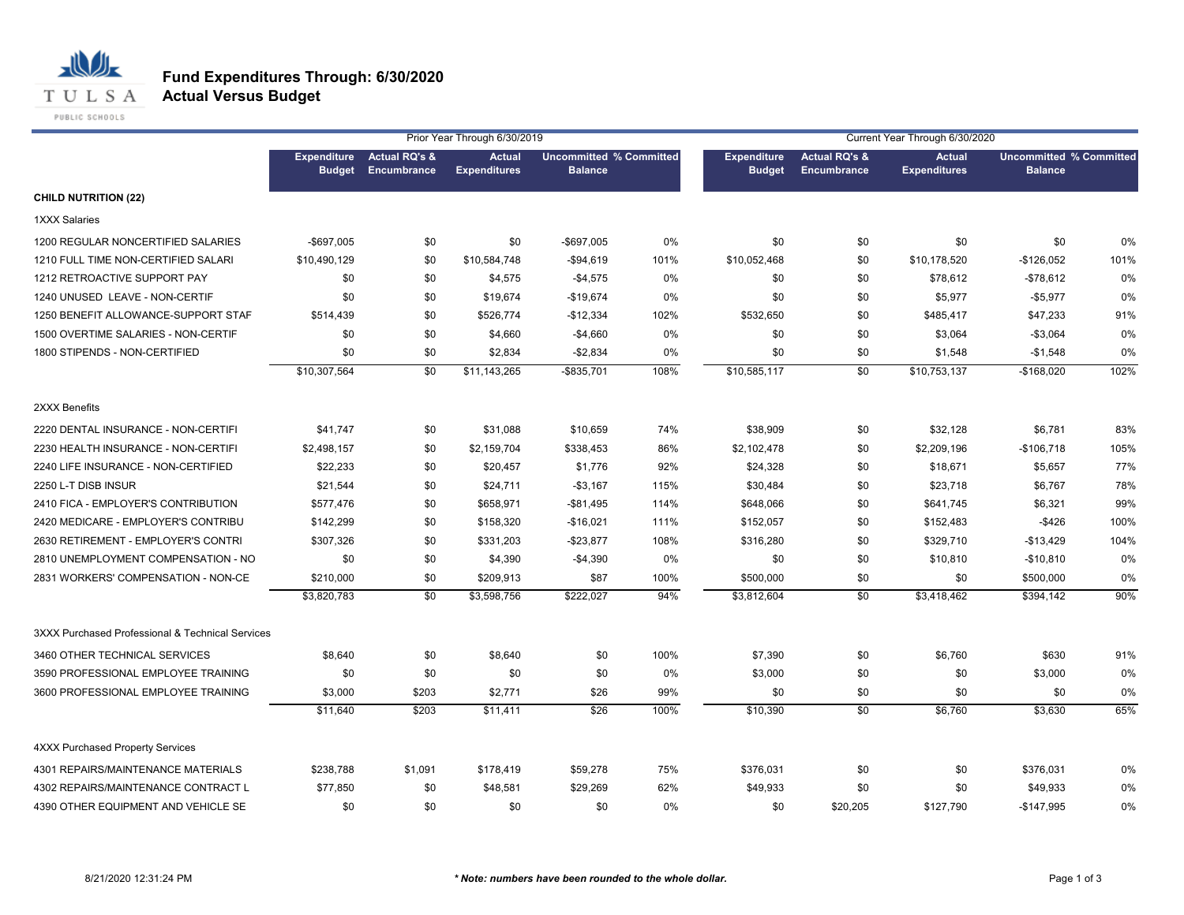# Fund Expenditures Through: 6/30/2020
## Actual Versus Budget

| | Prior Year Through 6/30/2019 | | | | | Current Year Through 6/30/2020 | | | | |
|---|---|---|---|---|---|---|---|---|---|---|
| | Expenditure Budget | Actual RQ's & Encumbrance | Actual Expenditures | Uncommitted Balance | % Committed | Expenditure Budget | Actual RQ's & Encumbrance | Actual Expenditures | Uncommitted Balance | % Committed |
| **CHILD NUTRITION (22)** | | | | | | | | | | |
| 1XXX Salaries | | | | | | | | | | |
| 1200 REGULAR NONCERTIFIED SALARIES | -$697,005 | $0 | $0 | -$697,005 | 0% | $0 | $0 | $0 | $0 | 0% |
| 1210 FULL TIME NON-CERTIFIED SALARI | $10,490,129 | $0 | $10,584,748 | -$94,619 | 101% | $10,052,468 | $0 | $10,178,520 | -$126,052 | 101% |
| 1212 RETROACTIVE SUPPORT PAY | $0 | $0 | $4,575 | -$4,575 | 0% | $0 | $0 | $78,612 | -$78,612 | 0% |
| 1240 UNUSED LEAVE - NON-CERTIF | $0 | $0 | $19,674 | -$19,674 | 0% | $0 | $0 | $5,977 | -$5,977 | 0% |
| 1250 BENEFIT ALLOWANCE-SUPPORT STAF | $514,439 | $0 | $526,774 | -$12,334 | 102% | $532,650 | $0 | $485,417 | $47,233 | 91% |
| 1500 OVERTIME SALARIES - NON-CERTIF | $0 | $0 | $4,660 | -$4,660 | 0% | $0 | $0 | $3,064 | -$3,064 | 0% |
| 1800 STIPENDS - NON-CERTIFIED | $0 | $0 | $2,834 | -$2,834 | 0% | $0 | $0 | $1,548 | -$1,548 | 0% |
| | $10,307,564 | $0 | $11,143,265 | -$835,701 | 108% | $10,585,117 | $0 | $10,753,137 | -$168,020 | 102% |
| 2XXX Benefits | | | | | | | | | | |
| 2220 DENTAL INSURANCE - NON-CERTIFI | $41,747 | $0 | $31,088 | $10,659 | 74% | $38,909 | $0 | $32,128 | $6,781 | 83% |
| 2230 HEALTH INSURANCE - NON-CERTIFI | $2,498,157 | $0 | $2,159,704 | $338,453 | 86% | $2,102,478 | $0 | $2,209,196 | -$106,718 | 105% |
| 2240 LIFE INSURANCE - NON-CERTIFIED | $22,233 | $0 | $20,457 | $1,776 | 92% | $24,328 | $0 | $18,671 | $5,657 | 77% |
| 2250 L-T DISB INSUR | $21,544 | $0 | $24,711 | -$3,167 | 115% | $30,484 | $0 | $23,718 | $6,767 | 78% |
| 2410 FICA - EMPLOYER'S CONTRIBUTION | $577,476 | $0 | $658,971 | -$81,495 | 114% | $648,066 | $0 | $641,745 | $6,321 | 99% |
| 2420 MEDICARE - EMPLOYER'S CONTRIBU | $142,299 | $0 | $158,320 | -$16,021 | 111% | $152,057 | $0 | $152,483 | -$426 | 100% |
| 2630 RETIREMENT - EMPLOYER'S CONTRI | $307,326 | $0 | $331,203 | -$23,877 | 108% | $316,280 | $0 | $329,710 | -$13,429 | 104% |
| 2810 UNEMPLOYMENT COMPENSATION - NO | $0 | $0 | $4,390 | -$4,390 | 0% | $0 | $0 | $10,810 | -$10,810 | 0% |
| 2831 WORKERS' COMPENSATION - NON-CE | $210,000 | $0 | $209,913 | $87 | 100% | $500,000 | $0 | $0 | $500,000 | 0% |
| | $3,820,783 | $0 | $3,598,756 | $222,027 | 94% | $3,812,604 | $0 | $3,418,462 | $394,142 | 90% |
| 3XXX Purchased Professional & Technical Services | | | | | | | | | | |
| 3460 OTHER TECHNICAL SERVICES | $8,640 | $0 | $8,640 | $0 | 100% | $7,390 | $0 | $6,760 | $630 | 91% |
| 3590 PROFESSIONAL EMPLOYEE TRAINING | $0 | $0 | $0 | $0 | 0% | $3,000 | $0 | $0 | $3,000 | 0% |
| 3600 PROFESSIONAL EMPLOYEE TRAINING | $3,000 | $203 | $2,771 | $26 | 99% | $0 | $0 | $0 | $0 | 0% |
| | $11,640 | $203 | $11,411 | $26 | 100% | $10,390 | $0 | $6,760 | $3,630 | 65% |
| 4XXX Purchased Property Services | | | | | | | | | | |
| 4301 REPAIRS/MAINTENANCE MATERIALS | $238,788 | $1,091 | $178,419 | $59,278 | 75% | $376,031 | $0 | $0 | $376,031 | 0% |
| 4302 REPAIRS/MAINTENANCE CONTRACT L | $77,850 | $0 | $48,581 | $29,269 | 62% | $49,933 | $0 | $0 | $49,933 | 0% |
| 4390 OTHER EQUIPMENT AND VEHICLE SE | $0 | $0 | $0 | $0 | 0% | $0 | $20,205 | $127,790 | -$147,995 | 0% |

8/21/2020 12:31:24 PM

***Note: numbers have been rounded to the whole dollar.***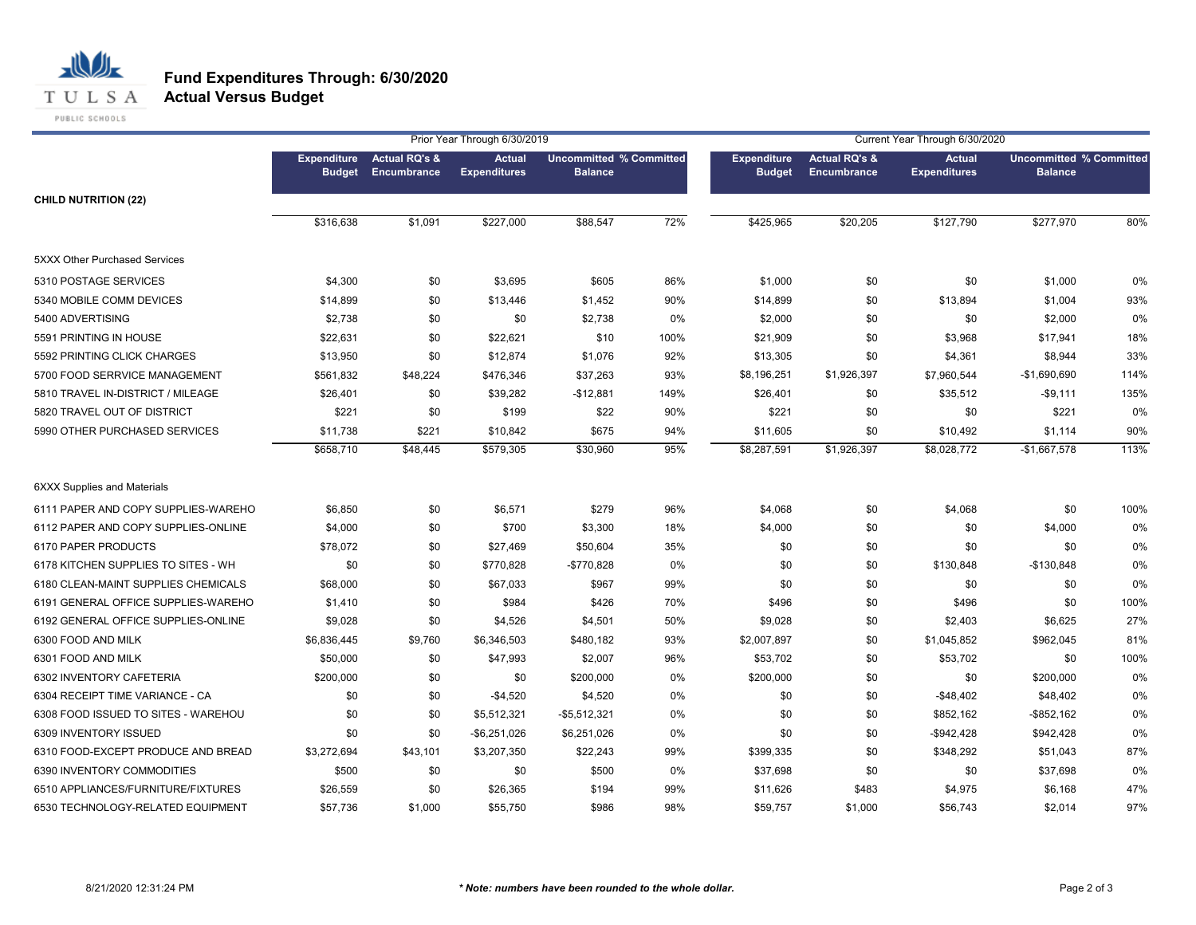# Fund Expenditures Through: 6/30/2020
## Actual Versus Budget

| | Prior Year Through 6/30/2019 | | | | | Current Year Through 6/30/2020 | | | | |
|---|---|---|---|---|---|---|---|---|---|---|
| | Expenditure Budget | Actual RQ's & Encumbrance | Actual Expenditures | Uncommitted Balance | % Committed | Expenditure Budget | Actual RQ's & Encumbrance | Actual Expenditures | Uncommitted Balance | % Committed |
| **CHILD NUTRITION (22)** | | | | | | | | | | |
| | $316,638 | $1,091 | $227,000 | $88,547 | 72% | $425,965 | $20,205 | $127,790 | $277,970 | 80% |
| 5XXX Other Purchased Services | | | | | | | | | | |
| 5310 POSTAGE SERVICES | $4,300 | $0 | $3,695 | $605 | 86% | $1,000 | $0 | $0 | $1,000 | 0% |
| 5340 MOBILE COMM DEVICES | $14,899 | $0 | $13,446 | $1,452 | 90% | $14,899 | $0 | $13,894 | $1,004 | 93% |
| 5400 ADVERTISING | $2,738 | $0 | $0 | $2,738 | 0% | $2,000 | $0 | $0 | $2,000 | 0% |
| 5591 PRINTING IN HOUSE | $22,631 | $0 | $22,621 | $10 | 100% | $21,909 | $0 | $3,968 | $17,941 | 18% |
| 5592 PRINTING CLICK CHARGES | $13,950 | $0 | $12,874 | $1,076 | 92% | $13,305 | $0 | $4,361 | $8,944 | 33% |
| 5700 FOOD SERRVICE MANAGEMENT | $561,832 | $48,224 | $476,346 | $37,263 | 93% | $8,196,251 | $1,926,397 | $7,960,544 | -$1,690,690 | 114% |
| 5810 TRAVEL IN-DISTRICT / MILEAGE | $26,401 | $0 | $39,282 | -$12,881 | 149% | $26,401 | $0 | $35,512 | -$9,111 | 135% |
| 5820 TRAVEL OUT OF DISTRICT | $221 | $0 | $199 | $22 | 90% | $221 | $0 | $0 | $221 | 0% |
| 5990 OTHER PURCHASED SERVICES | $11,738 | $221 | $10,842 | $675 | 94% | $11,605 | $0 | $10,492 | $1,114 | 90% |
| | $658,710 | $48,445 | $579,305 | $30,960 | 95% | $8,287,591 | $1,926,397 | $8,028,772 | -$1,667,578 | 113% |
| 6XXX Supplies and Materials | | | | | | | | | | |
| 6111 PAPER AND COPY SUPPLIES-WAREHO | $6,850 | $0 | $6,571 | $279 | 96% | $4,068 | $0 | $4,068 | $0 | 100% |
| 6112 PAPER AND COPY SUPPLIES-ONLINE | $4,000 | $0 | $700 | $3,300 | 18% | $4,000 | $0 | $0 | $4,000 | 0% |
| 6170 PAPER PRODUCTS | $78,072 | $0 | $27,469 | $50,604 | 35% | $0 | $0 | $0 | $0 | 0% |
| 6178 KITCHEN SUPPLIES TO SITES - WH | $0 | $0 | $770,828 | -$770,828 | 0% | $0 | $0 | $130,848 | -$130,848 | 0% |
| 6180 CLEAN-MAINT SUPPLIES CHEMICALS | $68,000 | $0 | $67,033 | $967 | 99% | $0 | $0 | $0 | $0 | 0% |
| 6191 GENERAL OFFICE SUPPLIES-WAREHO | $1,410 | $0 | $984 | $426 | 70% | $496 | $0 | $496 | $0 | 100% |
| 6192 GENERAL OFFICE SUPPLIES-ONLINE | $9,028 | $0 | $4,526 | $4,501 | 50% | $9,028 | $0 | $2,403 | $6,625 | 27% |
| 6300 FOOD AND MILK | $6,836,445 | $9,760 | $6,346,503 | $480,182 | 93% | $2,007,897 | $0 | $1,045,852 | $962,045 | 81% |
| 6301 FOOD AND MILK | $50,000 | $0 | $47,993 | $2,007 | 96% | $53,702 | $0 | $53,702 | $0 | 100% |
| 6302 INVENTORY CAFETERIA | $200,000 | $0 | $0 | $200,000 | 0% | $200,000 | $0 | $0 | $200,000 | 0% |
| 6304 RECEIPT TIME VARIANCE - CA | $0 | $0 | -$4,520 | $4,520 | 0% | $0 | $0 | -$48,402 | $48,402 | 0% |
| 6308 FOOD ISSUED TO SITES - WAREHOU | $0 | $0 | $5,512,321 | -$5,512,321 | 0% | $0 | $0 | $852,162 | -$852,162 | 0% |
| 6309 INVENTORY ISSUED | $0 | $0 | -$6,251,026 | $6,251,026 | 0% | $0 | $0 | -$942,428 | $942,428 | 0% |
| 6310 FOOD-EXCEPT PRODUCE AND BREAD | $3,272,694 | $43,101 | $3,207,350 | $22,243 | 99% | $399,335 | $0 | $348,292 | $51,043 | 87% |
| 6390 INVENTORY COMMODITIES | $500 | $0 | $0 | $500 | 0% | $37,698 | $0 | $0 | $37,698 | 0% |
| 6510 APPLIANCES/FURNITURE/FIXTURES | $26,559 | $0 | $26,365 | $194 | 99% | $11,626 | $483 | $4,975 | $6,168 | 47% |
| 6530 TECHNOLOGY-RELATED EQUIPMENT | $57,736 | $1,000 | $55,750 | $986 | 98% | $59,757 | $1,000 | $56,743 | $2,014 | 97% |

8/21/2020 12:31:24 PM

*\* Note: numbers have been rounded to the whole dollar.*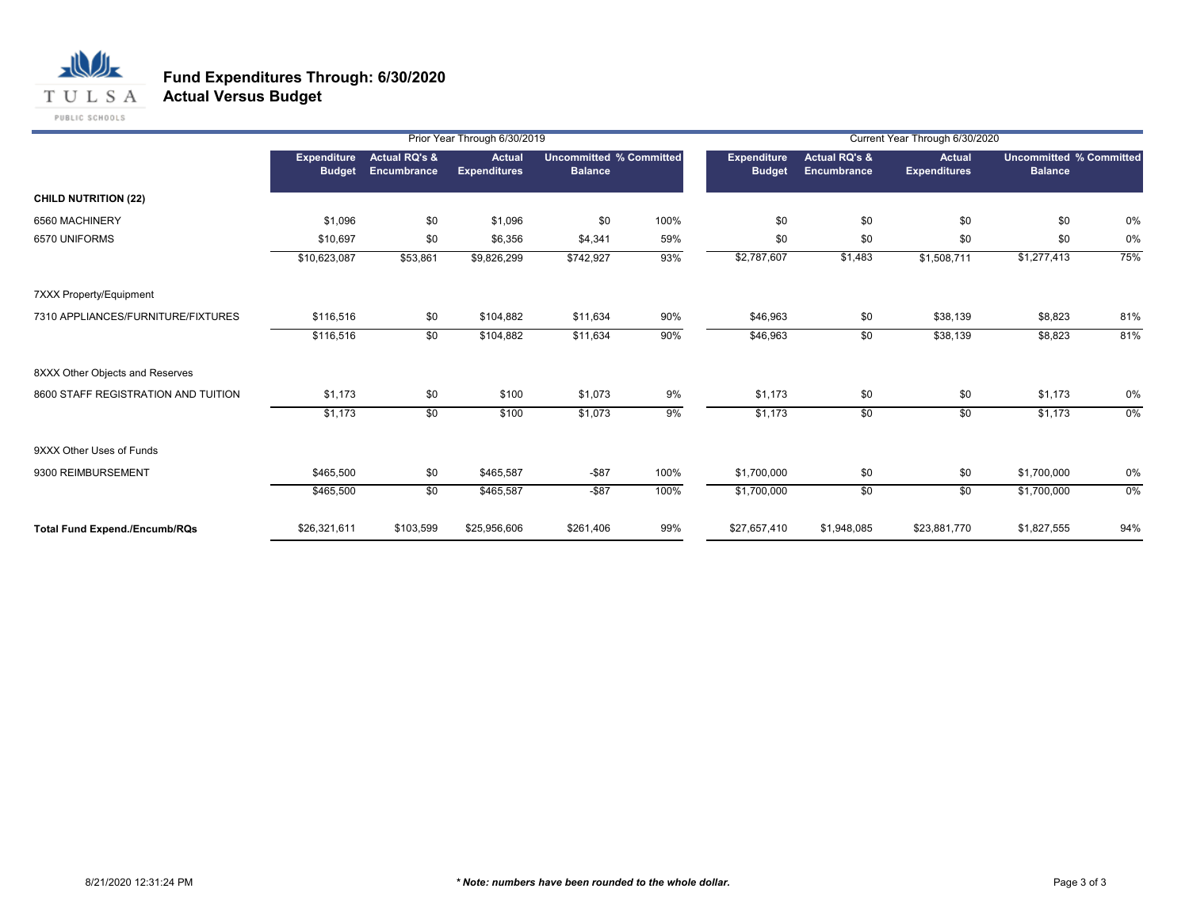# Fund Expenditures Through: 6/30/2020
## Actual Versus Budget

| | Prior Year Through 6/30/2019 | | | | | Current Year Through 6/30/2020 | | | | |
|---|---|---|---|---|---|---|---|---|---|---|
| | Expenditure Budget | Actual RQ's & Encumbrance | Actual Expenditures | Uncommitted Balance | % Committed | Expenditure Budget | Actual RQ's & Encumbrance | Actual Expenditures | Uncommitted Balance | % Committed |
| **CHILD NUTRITION (22)** | | | | | | | | | | |
| 6560 MACHINERY | $1,096 | $0 | $1,096 | $0 | 100% | $0 | $0 | $0 | $0 | 0% |
| 6570 UNIFORMS | $10,697 | $0 | $6,356 | $4,341 | 59% | $0 | $0 | $0 | $0 | 0% |
| | $10,623,087 | $53,861 | $9,826,299 | $742,927 | 93% | $2,787,607 | $1,483 | $1,508,711 | $1,277,413 | 75% |
| 7XXX Property/Equipment | | | | | | | | | | |
| 7310 APPLIANCES/FURNITURE/FIXTURES | $116,516 | $0 | $104,882 | $11,634 | 90% | $46,963 | $0 | $38,139 | $8,823 | 81% |
| | $116,516 | $0 | $104,882 | $11,634 | 90% | $46,963 | $0 | $38,139 | $8,823 | 81% |
| 8XXX Other Objects and Reserves | | | | | | | | | | |
| 8600 STAFF REGISTRATION AND TUITION | $1,173 | $0 | $100 | $1,073 | 9% | $1,173 | $0 | $0 | $1,173 | 0% |
| | $1,173 | $0 | $100 | $1,073 | 9% | $1,173 | $0 | $0 | $1,173 | 0% |
| 9XXX Other Uses of Funds | | | | | | | | | | |
| 9300 REIMBURSEMENT | $465,500 | $0 | $465,587 | -$87 | 100% | $1,700,000 | $0 | $0 | $1,700,000 | 0% |
| | $465,500 | $0 | $465,587 | -$87 | 100% | $1,700,000 | $0 | $0 | $1,700,000 | 0% |
| **Total Fund Expend./Encumb/RQs** | $26,321,611 | $103,599 | $25,956,606 | $261,406 | 99% | $27,657,410 | $1,948,085 | $23,881,770 | $1,827,555 | 94% |

8/21/2020 12:31:24 PM

*** Note: numbers have been rounded to the whole dollar.***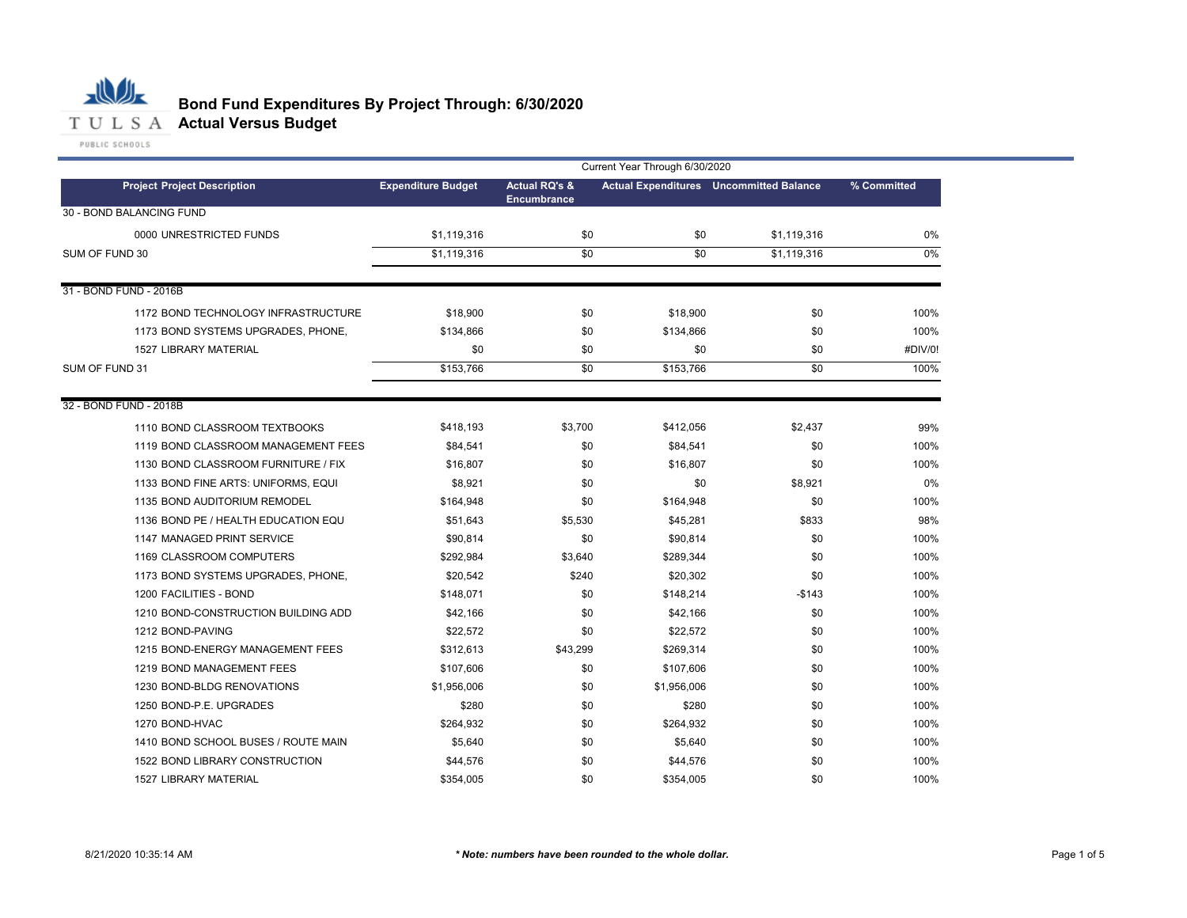# Bond Fund Expenditures By Project Through: 6/30/2020
## Actual Versus Budget

| | | Current Year Through 6/30/2020 | | | |
|---|---|---|---|---|---|
| **Project Project Description** | **Expenditure Budget** | **Actual RQ's & Encumbrance** | **Actual Expenditures** | **Uncommitted Balance** | **% Committed** |
| 30 - BOND BALANCING FUND | | | | | |
| 0000 UNRESTRICTED FUNDS | $1,119,316 | $0 | $0 | $1,119,316 | 0% |
| SUM OF FUND 30 | $1,119,316 | $0 | $0 | $1,119,316 | 0% |
| 31 - BOND FUND - 2016B | | | | | |
| 1172 BOND TECHNOLOGY INFRASTRUCTURE | $18,900 | $0 | $18,900 | $0 | 100% |
| 1173 BOND SYSTEMS UPGRADES, PHONE, | $134,866 | $0 | $134,866 | $0 | 100% |
| 1527 LIBRARY MATERIAL | $0 | $0 | $0 | $0 | #DIV/0! |
| SUM OF FUND 31 | $153,766 | $0 | $153,766 | $0 | 100% |
| 32 - BOND FUND - 2018B | | | | | |
| 1110 BOND CLASSROOM TEXTBOOKS | $418,193 | $3,700 | $412,056 | $2,437 | 99% |
| 1119 BOND CLASSROOM MANAGEMENT FEES | $84,541 | $0 | $84,541 | $0 | 100% |
| 1130 BOND CLASSROOM FURNITURE / FIX | $16,807 | $0 | $16,807 | $0 | 100% |
| 1133 BOND FINE ARTS: UNIFORMS, EQUI | $8,921 | $0 | $0 | $8,921 | 0% |
| 1135 BOND AUDITORIUM REMODEL | $164,948 | $0 | $164,948 | $0 | 100% |
| 1136 BOND PE / HEALTH EDUCATION EQU | $51,643 | $5,530 | $45,281 | $833 | 98% |
| 1147 MANAGED PRINT SERVICE | $90,814 | $0 | $90,814 | $0 | 100% |
| 1169 CLASSROOM COMPUTERS | $292,984 | $3,640 | $289,344 | $0 | 100% |
| 1173 BOND SYSTEMS UPGRADES, PHONE, | $20,542 | $240 | $20,302 | $0 | 100% |
| 1200 FACILITIES - BOND | $148,071 | $0 | $148,214 | -$143 | 100% |
| 1210 BOND-CONSTRUCTION BUILDING ADD | $42,166 | $0 | $42,166 | $0 | 100% |
| 1212 BOND-PAVING | $22,572 | $0 | $22,572 | $0 | 100% |
| 1215 BOND-ENERGY MANAGEMENT FEES | $312,613 | $43,299 | $269,314 | $0 | 100% |
| 1219 BOND MANAGEMENT FEES | $107,606 | $0 | $107,606 | $0 | 100% |
| 1230 BOND-BLDG RENOVATIONS | $1,956,006 | $0 | $1,956,006 | $0 | 100% |
| 1250 BOND-P.E. UPGRADES | $280 | $0 | $280 | $0 | 100% |
| 1270 BOND-HVAC | $264,932 | $0 | $264,932 | $0 | 100% |
| 1410 BOND SCHOOL BUSES / ROUTE MAIN | $5,640 | $0 | $5,640 | $0 | 100% |
| 1522 BOND LIBRARY CONSTRUCTION | $44,576 | $0 | $44,576 | $0 | 100% |
| 1527 LIBRARY MATERIAL | $354,005 | $0 | $354,005 | $0 | 100% |

8/21/2020 10:35:14 AM

***Note: numbers have been rounded to the whole dollar.***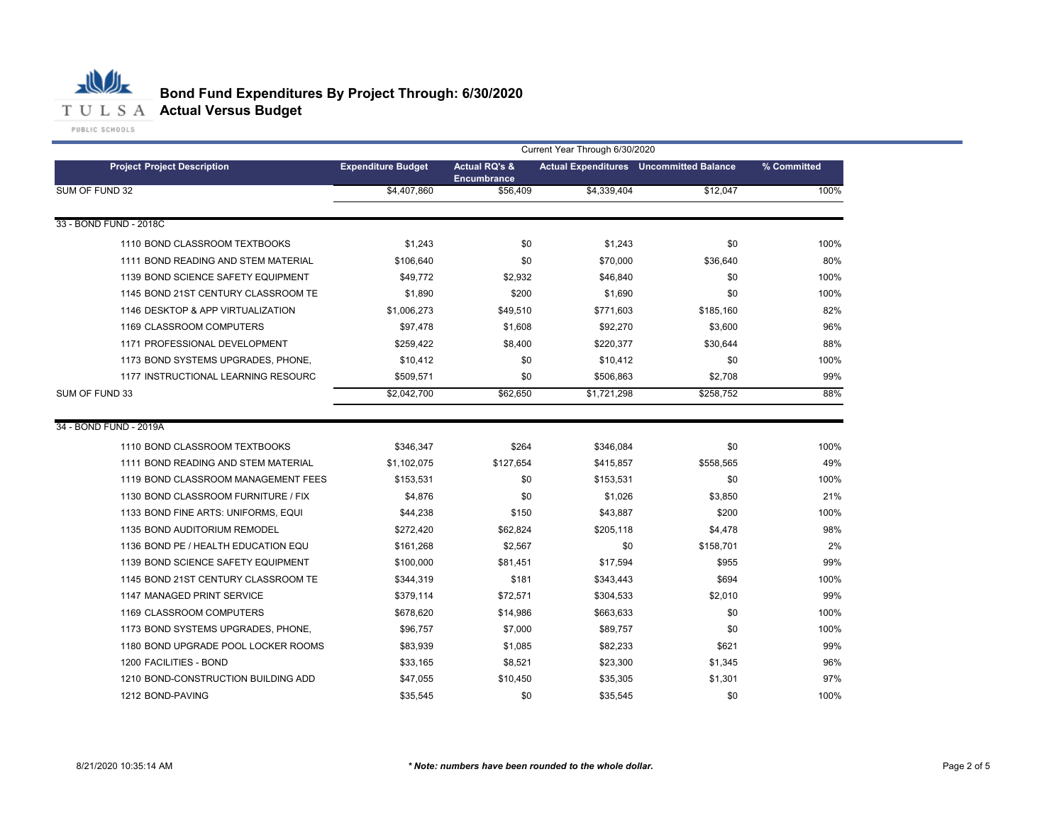# Bond Fund Expenditures By Project Through: 6/30/2020
## Actual Versus Budget

| Project Project Description | Expenditure Budget | Actual RQ's & Encumbrance | Actual Expenditures | Uncommitted Balance | % Committed |
|---|---|---|---|---|---|
| | Current Year Through 6/30/2020 | | | | |
| SUM OF FUND 32 | $4,407,860 | $56,409 | $4,339,404 | $12,047 | 100% |
| **33 - BOND FUND - 2018C** | | | | | |
| 1110 BOND CLASSROOM TEXTBOOKS | $1,243 | $0 | $1,243 | $0 | 100% |
| 1111 BOND READING AND STEM MATERIAL | $106,640 | $0 | $70,000 | $36,640 | 80% |
| 1139 BOND SCIENCE SAFETY EQUIPMENT | $49,772 | $2,932 | $46,840 | $0 | 100% |
| 1145 BOND 21ST CENTURY CLASSROOM TE | $1,890 | $200 | $1,690 | $0 | 100% |
| 1146 DESKTOP & APP VIRTUALIZATION | $1,006,273 | $49,510 | $771,603 | $185,160 | 82% |
| 1169 CLASSROOM COMPUTERS | $97,478 | $1,608 | $92,270 | $3,600 | 96% |
| 1171 PROFESSIONAL DEVELOPMENT | $259,422 | $8,400 | $220,377 | $30,644 | 88% |
| 1173 BOND SYSTEMS UPGRADES, PHONE, | $10,412 | $0 | $10,412 | $0 | 100% |
| 1177 INSTRUCTIONAL LEARNING RESOURC | $509,571 | $0 | $506,863 | $2,708 | 99% |
| SUM OF FUND 33 | $2,042,700 | $62,650 | $1,721,298 | $258,752 | 88% |
| **34 - BOND FUND - 2019A** | | | | | |
| 1110 BOND CLASSROOM TEXTBOOKS | $346,347 | $264 | $346,084 | $0 | 100% |
| 1111 BOND READING AND STEM MATERIAL | $1,102,075 | $127,654 | $415,857 | $558,565 | 49% |
| 1119 BOND CLASSROOM MANAGEMENT FEES | $153,531 | $0 | $153,531 | $0 | 100% |
| 1130 BOND CLASSROOM FURNITURE / FIX | $4,876 | $0 | $1,026 | $3,850 | 21% |
| 1133 BOND FINE ARTS: UNIFORMS, EQUI | $44,238 | $150 | $43,887 | $200 | 100% |
| 1135 BOND AUDITORIUM REMODEL | $272,420 | $62,824 | $205,118 | $4,478 | 98% |
| 1136 BOND PE / HEALTH EDUCATION EQU | $161,268 | $2,567 | $0 | $158,701 | 2% |
| 1139 BOND SCIENCE SAFETY EQUIPMENT | $100,000 | $81,451 | $17,594 | $955 | 99% |
| 1145 BOND 21ST CENTURY CLASSROOM TE | $344,319 | $181 | $343,443 | $694 | 100% |
| 1147 MANAGED PRINT SERVICE | $379,114 | $72,571 | $304,533 | $2,010 | 99% |
| 1169 CLASSROOM COMPUTERS | $678,620 | $14,986 | $663,633 | $0 | 100% |
| 1173 BOND SYSTEMS UPGRADES, PHONE, | $96,757 | $7,000 | $89,757 | $0 | 100% |
| 1180 BOND UPGRADE POOL LOCKER ROOMS | $83,939 | $1,085 | $82,233 | $621 | 99% |
| 1200 FACILITIES - BOND | $33,165 | $8,521 | $23,300 | $1,345 | 96% |
| 1210 BOND-CONSTRUCTION BUILDING ADD | $47,055 | $10,450 | $35,305 | $1,301 | 97% |
| 1212 BOND-PAVING | $35,545 | $0 | $35,545 | $0 | 100% |

8/21/2020 10:35:14 AM

*** Note: numbers have been rounded to the whole dollar.***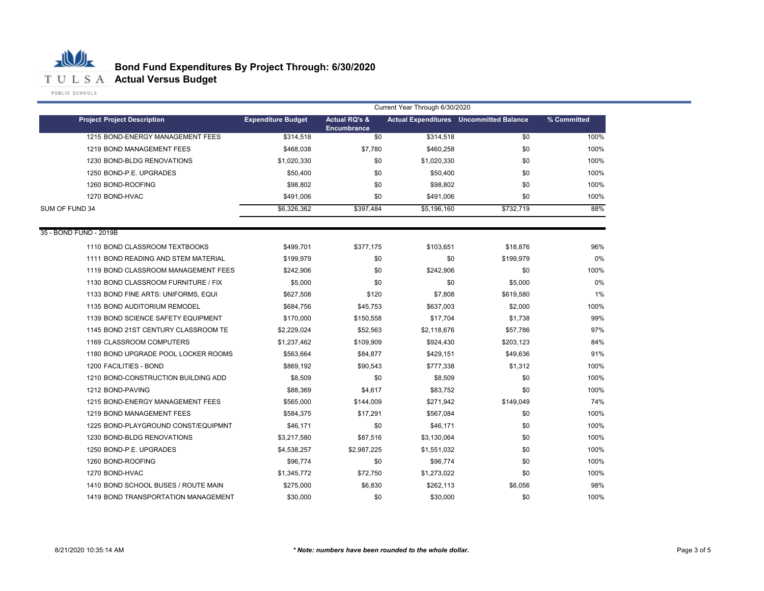# Bond Fund Expenditures By Project Through: 6/30/2020

## Actual Versus Budget

| | | Current Year Through 6/30/2020 | | | |
|---|---|---|---|---|---|
| **Project Project Description** | **Expenditure Budget** | **Actual RQ's & Encumbrance** | **Actual Expenditures** | **Uncommitted Balance** | **% Committed** |
| 1215 BOND-ENERGY MANAGEMENT FEES | $314,518 | $0 | $314,518 | $0 | 100% |
| 1219 BOND MANAGEMENT FEES | $468,038 | $7,780 | $460,258 | $0 | 100% |
| 1230 BOND-BLDG RENOVATIONS | $1,020,330 | $0 | $1,020,330 | $0 | 100% |
| 1250 BOND-P.E. UPGRADES | $50,400 | $0 | $50,400 | $0 | 100% |
| 1260 BOND-ROOFING | $98,802 | $0 | $98,802 | $0 | 100% |
| 1270 BOND-HVAC | $491,006 | $0 | $491,006 | $0 | 100% |
| SUM OF FUND 34 | $6,326,362 | $397,484 | $5,196,160 | $732,719 | 88% |
| 35 - BOND FUND - 2019B | | | | | |
| 1110 BOND CLASSROOM TEXTBOOKS | $499,701 | $377,175 | $103,651 | $18,876 | 96% |
| 1111 BOND READING AND STEM MATERIAL | $199,979 | $0 | $0 | $199,979 | 0% |
| 1119 BOND CLASSROOM MANAGEMENT FEES | $242,906 | $0 | $242,906 | $0 | 100% |
| 1130 BOND CLASSROOM FURNITURE / FIX | $5,000 | $0 | $0 | $5,000 | 0% |
| 1133 BOND FINE ARTS: UNIFORMS, EQUI | $627,508 | $120 | $7,808 | $619,580 | 1% |
| 1135 BOND AUDITORIUM REMODEL | $684,756 | $45,753 | $637,003 | $2,000 | 100% |
| 1139 BOND SCIENCE SAFETY EQUIPMENT | $170,000 | $150,558 | $17,704 | $1,738 | 99% |
| 1145 BOND 21ST CENTURY CLASSROOM TE | $2,229,024 | $52,563 | $2,118,676 | $57,786 | 97% |
| 1169 CLASSROOM COMPUTERS | $1,237,462 | $109,909 | $924,430 | $203,123 | 84% |
| 1180 BOND UPGRADE POOL LOCKER ROOMS | $563,664 | $84,877 | $429,151 | $49,636 | 91% |
| 1200 FACILITIES - BOND | $869,192 | $90,543 | $777,338 | $1,312 | 100% |
| 1210 BOND-CONSTRUCTION BUILDING ADD | $8,509 | $0 | $8,509 | $0 | 100% |
| 1212 BOND-PAVING | $88,369 | $4,617 | $83,752 | $0 | 100% |
| 1215 BOND-ENERGY MANAGEMENT FEES | $565,000 | $144,009 | $271,942 | $149,049 | 74% |
| 1219 BOND MANAGEMENT FEES | $584,375 | $17,291 | $567,084 | $0 | 100% |
| 1225 BOND-PLAYGROUND CONST/EQUIPMNT | $46,171 | $0 | $46,171 | $0 | 100% |
| 1230 BOND-BLDG RENOVATIONS | $3,217,580 | $87,516 | $3,130,064 | $0 | 100% |
| 1250 BOND-P.E. UPGRADES | $4,538,257 | $2,987,225 | $1,551,032 | $0 | 100% |
| 1260 BOND-ROOFING | $96,774 | $0 | $96,774 | $0 | 100% |
| 1270 BOND-HVAC | $1,345,772 | $72,750 | $1,273,022 | $0 | 100% |
| 1410 BOND SCHOOL BUSES / ROUTE MAIN | $275,000 | $6,830 | $262,113 | $6,056 | 98% |
| 1419 BOND TRANSPORTATION MANAGEMENT | $30,000 | $0 | $30,000 | $0 | 100% |

*** Note: numbers have been rounded to the whole dollar.**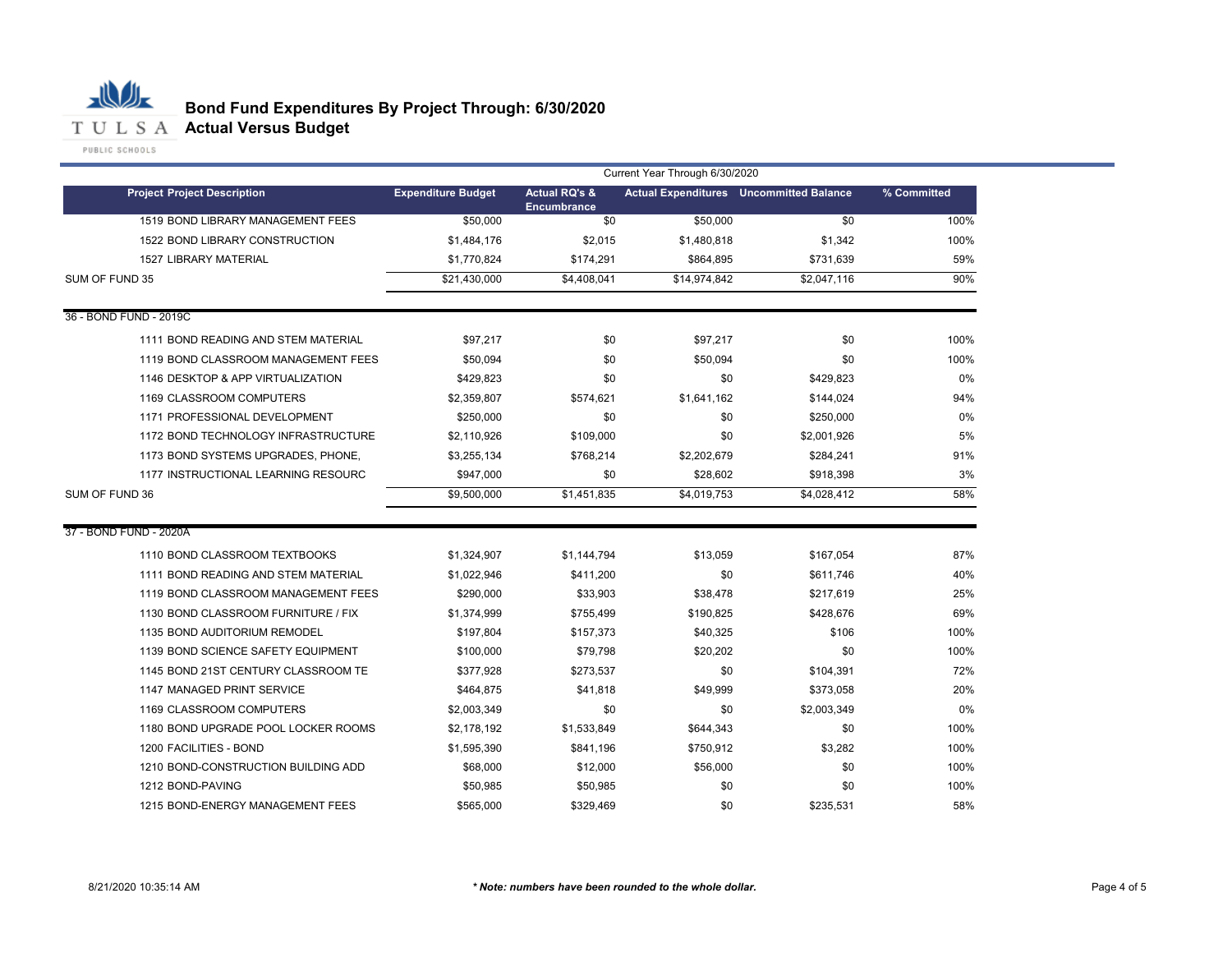# Bond Fund Expenditures By Project Through: 6/30/2020

## Actual Versus Budget

| Project Project Description | Expenditure Budget | Actual RQ's & Encumbrance | Actual Expenditures | Uncommitted Balance | % Committed |
|---|---|---|---|---|---|
| | Current Year Through 6/30/2020 | | | | |
| 1519 BOND LIBRARY MANAGEMENT FEES | $50,000 | $0 | $50,000 | $0 | 100% |
| 1522 BOND LIBRARY CONSTRUCTION | $1,484,176 | $2,015 | $1,480,818 | $1,342 | 100% |
| 1527 LIBRARY MATERIAL | $1,770,824 | $174,291 | $864,895 | $731,639 | 59% |
| SUM OF FUND 35 | $21,430,000 | $4,408,041 | $14,974,842 | $2,047,116 | 90% |
| **36 - BOND FUND - 2019C** | | | | | |
| 1111 BOND READING AND STEM MATERIAL | $97,217 | $0 | $97,217 | $0 | 100% |
| 1119 BOND CLASSROOM MANAGEMENT FEES | $50,094 | $0 | $50,094 | $0 | 100% |
| 1146 DESKTOP & APP VIRTUALIZATION | $429,823 | $0 | $0 | $429,823 | 0% |
| 1169 CLASSROOM COMPUTERS | $2,359,807 | $574,621 | $1,641,162 | $144,024 | 94% |
| 1171 PROFESSIONAL DEVELOPMENT | $250,000 | $0 | $0 | $250,000 | 0% |
| 1172 BOND TECHNOLOGY INFRASTRUCTURE | $2,110,926 | $109,000 | $0 | $2,001,926 | 5% |
| 1173 BOND SYSTEMS UPGRADES, PHONE, | $3,255,134 | $768,214 | $2,202,679 | $284,241 | 91% |
| 1177 INSTRUCTIONAL LEARNING RESOURC | $947,000 | $0 | $28,602 | $918,398 | 3% |
| SUM OF FUND 36 | $9,500,000 | $1,451,835 | $4,019,753 | $4,028,412 | 58% |
| **37 - BOND FUND - 2020A** | | | | | |
| 1110 BOND CLASSROOM TEXTBOOKS | $1,324,907 | $1,144,794 | $13,059 | $167,054 | 87% |
| 1111 BOND READING AND STEM MATERIAL | $1,022,946 | $411,200 | $0 | $611,746 | 40% |
| 1119 BOND CLASSROOM MANAGEMENT FEES | $290,000 | $33,903 | $38,478 | $217,619 | 25% |
| 1130 BOND CLASSROOM FURNITURE / FIX | $1,374,999 | $755,499 | $190,825 | $428,676 | 69% |
| 1135 BOND AUDITORIUM REMODEL | $197,804 | $157,373 | $40,325 | $106 | 100% |
| 1139 BOND SCIENCE SAFETY EQUIPMENT | $100,000 | $79,798 | $20,202 | $0 | 100% |
| 1145 BOND 21ST CENTURY CLASSROOM TE | $377,928 | $273,537 | $0 | $104,391 | 72% |
| 1147 MANAGED PRINT SERVICE | $464,875 | $41,818 | $49,999 | $373,058 | 20% |
| 1169 CLASSROOM COMPUTERS | $2,003,349 | $0 | $0 | $2,003,349 | 0% |
| 1180 BOND UPGRADE POOL LOCKER ROOMS | $2,178,192 | $1,533,849 | $644,343 | $0 | 100% |
| 1200 FACILITIES - BOND | $1,595,390 | $841,196 | $750,912 | $3,282 | 100% |
| 1210 BOND-CONSTRUCTION BUILDING ADD | $68,000 | $12,000 | $56,000 | $0 | 100% |
| 1212 BOND-PAVING | $50,985 | $50,985 | $0 | $0 | 100% |
| 1215 BOND-ENERGY MANAGEMENT FEES | $565,000 | $329,469 | $0 | $235,531 | 58% |

8/21/2020 10:35:14 AM

***Note: numbers have been rounded to the whole dollar.***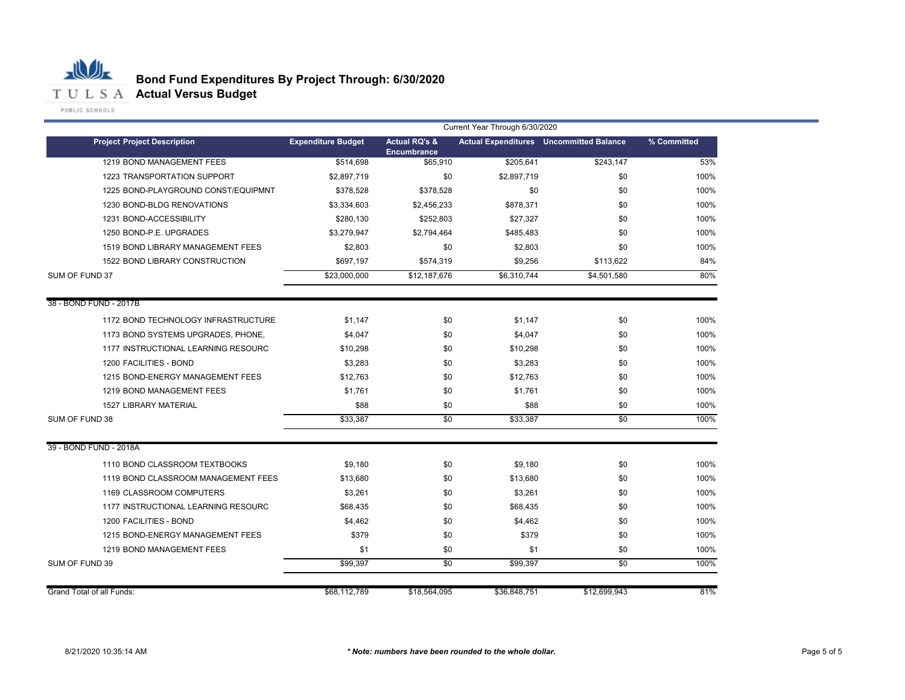# Bond Fund Expenditures By Project Through: 6/30/2020

## Actual Versus Budget

| Project Project Description | Expenditure Budget | Actual RQ's & Encumbrance | Actual Expenditures | Uncommitted Balance | % Committed |
|---|---|---|---|---|---|
| | Current Year Through 6/30/2020 | | | | |
| 1219 BOND MANAGEMENT FEES | $514,698 | $65,910 | $205,641 | $243,147 | 53% |
| 1223 TRANSPORTATION SUPPORT | $2,897,719 | $0 | $2,897,719 | $0 | 100% |
| 1225 BOND-PLAYGROUND CONST/EQUIPMNT | $378,528 | $378,528 | $0 | $0 | 100% |
| 1230 BOND-BLDG RENOVATIONS | $3,334,603 | $2,456,233 | $878,371 | $0 | 100% |
| 1231 BOND-ACCESSIBILITY | $280,130 | $252,803 | $27,327 | $0 | 100% |
| 1250 BOND-P.E. UPGRADES | $3,279,947 | $2,794,464 | $485,483 | $0 | 100% |
| 1519 BOND LIBRARY MANAGEMENT FEES | $2,803 | $0 | $2,803 | $0 | 100% |
| 1522 BOND LIBRARY CONSTRUCTION | $697,197 | $574,319 | $9,256 | $113,622 | 84% |
| SUM OF FUND 37 | $23,000,000 | $12,187,676 | $6,310,744 | $4,501,580 | 80% |
| 38 - BOND FUND - 2017B | | | | | |
| 1172 BOND TECHNOLOGY INFRASTRUCTURE | $1,147 | $0 | $1,147 | $0 | 100% |
| 1173 BOND SYSTEMS UPGRADES, PHONE, | $4,047 | $0 | $4,047 | $0 | 100% |
| 1177 INSTRUCTIONAL LEARNING RESOURC | $10,298 | $0 | $10,298 | $0 | 100% |
| 1200 FACILITIES - BOND | $3,283 | $0 | $3,283 | $0 | 100% |
| 1215 BOND-ENERGY MANAGEMENT FEES | $12,763 | $0 | $12,763 | $0 | 100% |
| 1219 BOND MANAGEMENT FEES | $1,761 | $0 | $1,761 | $0 | 100% |
| 1527 LIBRARY MATERIAL | $88 | $0 | $88 | $0 | 100% |
| SUM OF FUND 38 | $33,387 | $0 | $33,387 | $0 | 100% |
| 39 - BOND FUND - 2018A | | | | | |
| 1110 BOND CLASSROOM TEXTBOOKS | $9,180 | $0 | $9,180 | $0 | 100% |
| 1119 BOND CLASSROOM MANAGEMENT FEES | $13,680 | $0 | $13,680 | $0 | 100% |
| 1169 CLASSROOM COMPUTERS | $3,261 | $0 | $3,261 | $0 | 100% |
| 1177 INSTRUCTIONAL LEARNING RESOURC | $68,435 | $0 | $68,435 | $0 | 100% |
| 1200 FACILITIES - BOND | $4,462 | $0 | $4,462 | $0 | 100% |
| 1215 BOND-ENERGY MANAGEMENT FEES | $379 | $0 | $379 | $0 | 100% |
| 1219 BOND MANAGEMENT FEES | $1 | $0 | $1 | $0 | 100% |
| SUM OF FUND 39 | $99,397 | $0 | $99,397 | $0 | 100% |
| Grand Total of all Funds: | $68,112,789 | $18,564,095 | $36,848,751 | $12,699,943 | 81% |

8/21/2020 10:35:14 AM

*** Note: numbers have been rounded to the whole dollar.***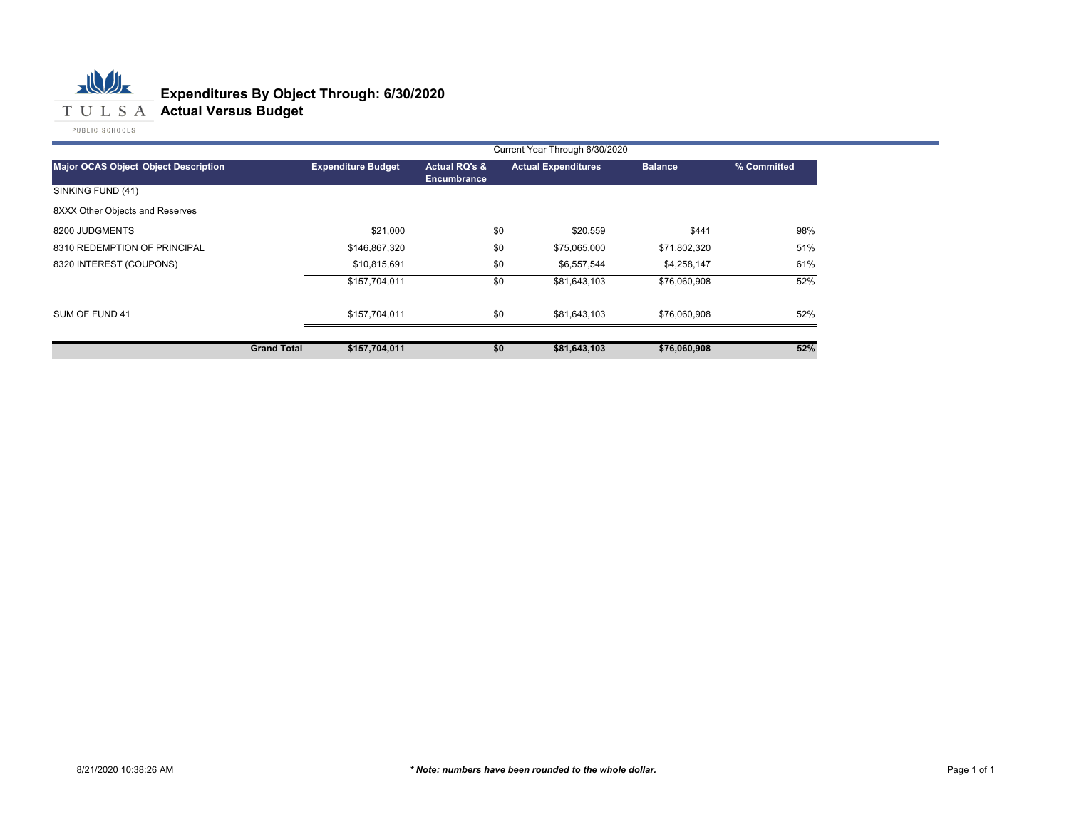TULSA PUBLIC SCHOOLS

# Expenditures By Object Through: 6/30/2020
## Actual Versus Budget

| | Current Year Through 6/30/2020 | | | | |
|---|---|---|---|---|---|
| **Major OCAS Object Object Description** | **Expenditure Budget** | **Actual RQ's & Encumbrance** | **Actual Expenditures** | **Balance** | **% Committed** |
| SINKING FUND (41) | | | | | |
| 8XXX Other Objects and Reserves | | | | | |
| 8200 JUDGMENTS | $21,000 | $0 | $20,559 | $441 | 98% |
| 8310 REDEMPTION OF PRINCIPAL | $146,867,320 | $0 | $75,065,000 | $71,802,320 | 51% |
| 8320 INTEREST (COUPONS) | $10,815,691 | $0 | $6,557,544 | $4,258,147 | 61% |
| | $157,704,011 | $0 | $81,643,103 | $76,060,908 | 52% |
| SUM OF FUND 41 | $157,704,011 | $0 | $81,643,103 | $76,060,908 | 52% |
| **Grand Total** | **$157,704,011** | **$0** | **$81,643,103** | **$76,060,908** | **52%** |

8/21/2020 10:38:26 AM

***\* Note: numbers have been rounded to the whole dollar.***